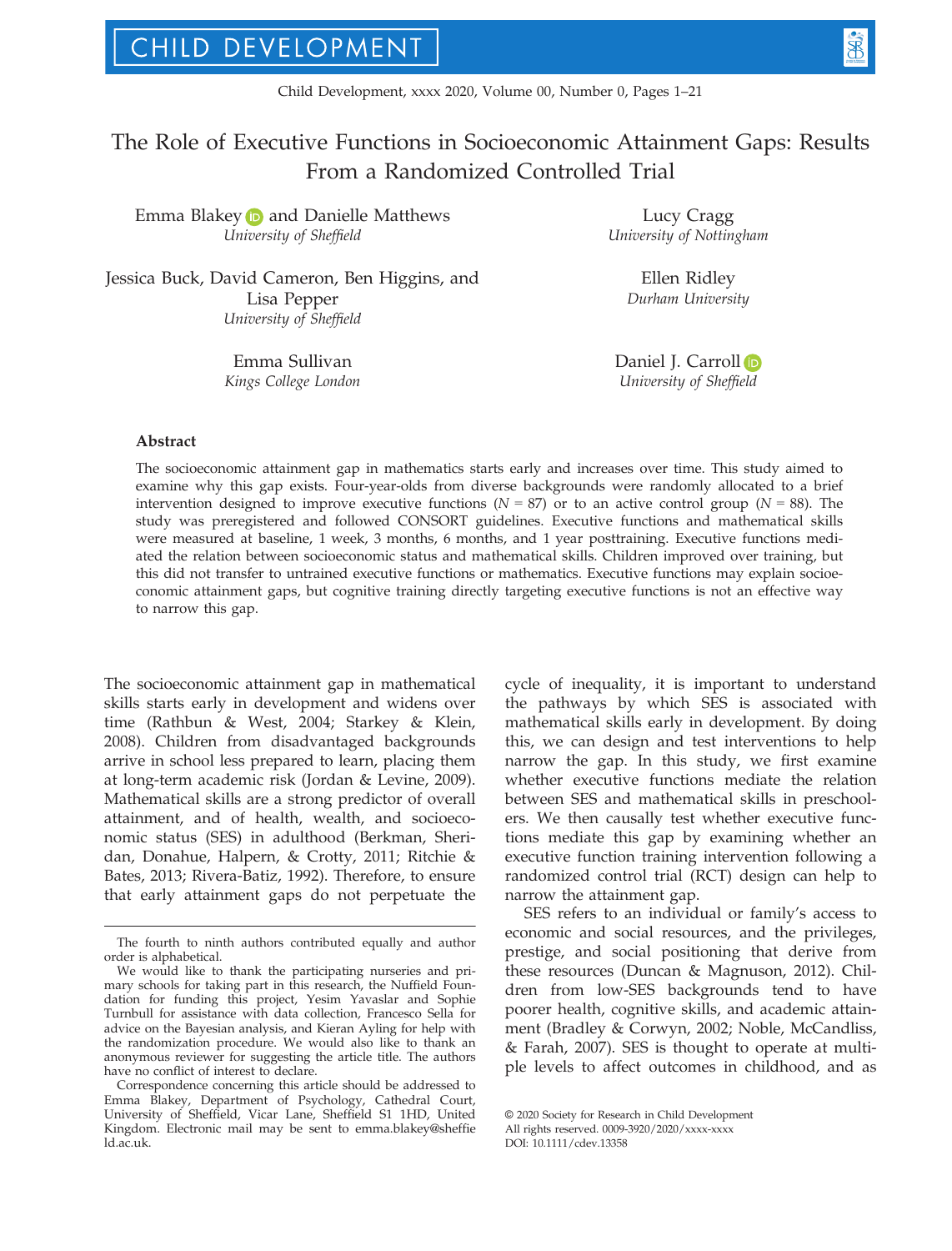# The Role of Executive Functions in Socioeconomic Attainment Gaps: Results From a Randomized Controlled Trial

Emma Blakey and Danielle Matthews
*University of Sheffield*

Lucy Cragg
*University of Nottingham*

Jessica Buck, David Cameron, Ben Higgins, and Lisa Pepper
*University of Sheffield*

Ellen Ridley
*Durham University*

Emma Sullivan
*Kings College London*

Daniel J. Carroll
*University of Sheffield*

## Abstract

The socioeconomic attainment gap in mathematics starts early and increases over time. This study aimed to examine why this gap exists. Four-year-olds from diverse backgrounds were randomly allocated to a brief intervention designed to improve executive functions ($N = 87$) or to an active control group ($N = 88$). The study was preregistered and followed CONSORT guidelines. Executive functions and mathematical skills were measured at baseline, 1 week, 3 months, 6 months, and 1 year posttraining. Executive functions mediated the relation between socioeconomic status and mathematical skills. Children improved over training, but this did not transfer to untrained executive functions or mathematics. Executive functions may explain socioeconomic attainment gaps, but cognitive training directly targeting executive functions is not an effective way to narrow this gap.

The socioeconomic attainment gap in mathematical skills starts early in development and widens over time (Rathbun & West, 2004; Starkey & Klein, 2008). Children from disadvantaged backgrounds arrive in school less prepared to learn, placing them at long-term academic risk (Jordan & Levine, 2009). Mathematical skills are a strong predictor of overall attainment, and of health, wealth, and socioeconomic status (SES) in adulthood (Berkman, Sheridan, Donahue, Halpern, & Crotty, 2011; Ritchie & Bates, 2013; Rivera-Batiz, 1992). Therefore, to ensure that early attainment gaps do not perpetuate the cycle of inequality, it is important to understand the pathways by which SES is associated with mathematical skills early in development. By doing this, we can design and test interventions to help narrow the gap. In this study, we first examine whether executive functions mediate the relation between SES and mathematical skills in preschoolers. We then causally test whether executive functions mediate this gap by examining whether an executive function training intervention following a randomized control trial (RCT) design can help to narrow the attainment gap.

SES refers to an individual or family's access to economic and social resources, and the privileges, prestige, and social positioning that derive from these resources (Duncan & Magnuson, 2012). Children from low-SES backgrounds tend to have poorer health, cognitive skills, and academic attainment (Bradley & Corwyn, 2002; Noble, McCandliss, & Farah, 2007). SES is thought to operate at multiple levels to affect outcomes in childhood, and as

---

The fourth to ninth authors contributed equally and author order is alphabetical.

We would like to thank the participating nurseries and primary schools for taking part in this research, the Nuffield Foundation for funding this project, Yesim Yavaslar and Sophie Turnbull for assistance with data collection, Francesco Sella for advice on the Bayesian analysis, and Kieran Ayling for help with the randomization procedure. We would also like to thank an anonymous reviewer for suggesting the article title. The authors have no conflict of interest to declare.

Correspondence concerning this article should be addressed to Emma Blakey, Department of Psychology, Cathedral Court, University of Sheffield, Vicar Lane, Sheffield S1 1HD, United Kingdom. Electronic mail may be sent to emma.blakey@sheffield.ac.uk.

© 2020 Society for Research in Child Development
All rights reserved. 0009-3920/2020/xxxx-xxxx
DOI: 10.1111/cdev.13358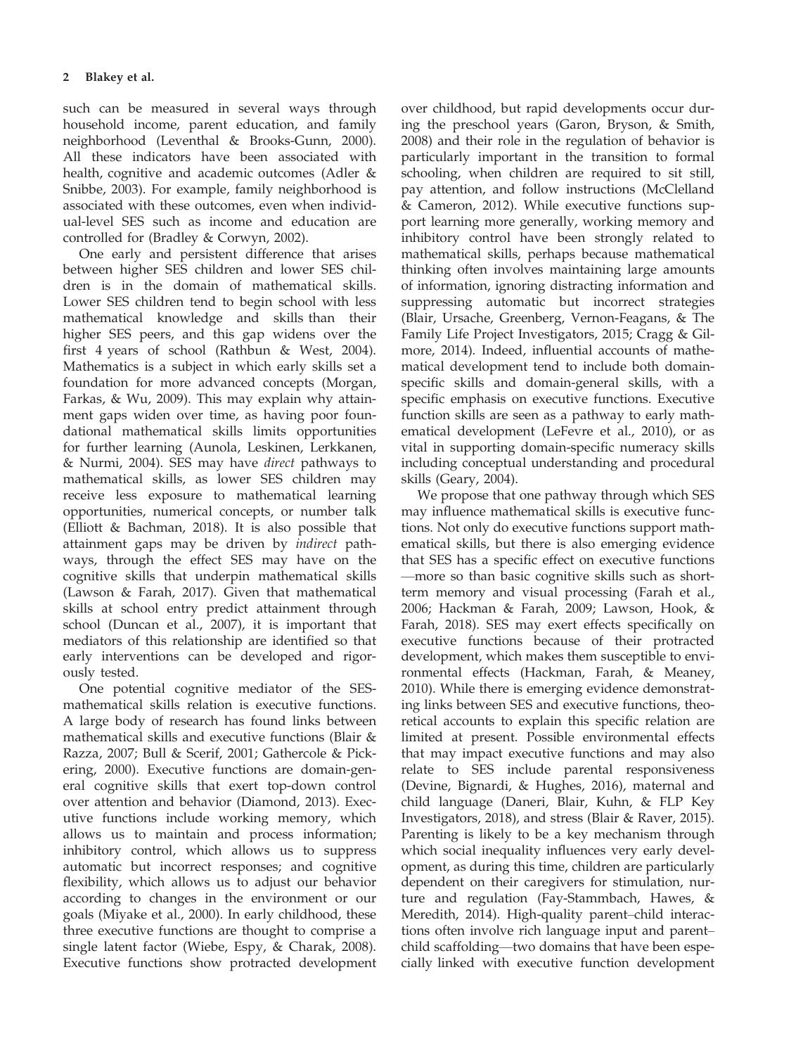such can be measured in several ways through household income, parent education, and family neighborhood (Leventhal & Brooks-Gunn, 2000). All these indicators have been associated with health, cognitive and academic outcomes (Adler & Snibbe, 2003). For example, family neighborhood is associated with these outcomes, even when individual-level SES such as income and education are controlled for (Bradley & Corwyn, 2002).

One early and persistent difference that arises between higher SES children and lower SES children is in the domain of mathematical skills. Lower SES children tend to begin school with less mathematical knowledge and skills than their higher SES peers, and this gap widens over the first 4 years of school (Rathbun & West, 2004). Mathematics is a subject in which early skills set a foundation for more advanced concepts (Morgan, Farkas, & Wu, 2009). This may explain why attainment gaps widen over time, as having poor foundational mathematical skills limits opportunities for further learning (Aunola, Leskinen, Lerkkanen, & Nurmi, 2004). SES may have *direct* pathways to mathematical skills, as lower SES children may receive less exposure to mathematical learning opportunities, numerical concepts, or number talk (Elliott & Bachman, 2018). It is also possible that attainment gaps may be driven by *indirect* pathways, through the effect SES may have on the cognitive skills that underpin mathematical skills (Lawson & Farah, 2017). Given that mathematical skills at school entry predict attainment through school (Duncan et al., 2007), it is important that mediators of this relationship are identified so that early interventions can be developed and rigorously tested.

One potential cognitive mediator of the SES-mathematical skills relation is executive functions. A large body of research has found links between mathematical skills and executive functions (Blair & Razza, 2007; Bull & Scerif, 2001; Gathercole & Pickering, 2000). Executive functions are domain-general cognitive skills that exert top-down control over attention and behavior (Diamond, 2013). Executive functions include working memory, which allows us to maintain and process information; inhibitory control, which allows us to suppress automatic but incorrect responses; and cognitive flexibility, which allows us to adjust our behavior according to changes in the environment or our goals (Miyake et al., 2000). In early childhood, these three executive functions are thought to comprise a single latent factor (Wiebe, Espy, & Charak, 2008). Executive functions show protracted development over childhood, but rapid developments occur during the preschool years (Garon, Bryson, & Smith, 2008) and their role in the regulation of behavior is particularly important in the transition to formal schooling, when children are required to sit still, pay attention, and follow instructions (McClelland & Cameron, 2012). While executive functions support learning more generally, working memory and inhibitory control have been strongly related to mathematical skills, perhaps because mathematical thinking often involves maintaining large amounts of information, ignoring distracting information and suppressing automatic but incorrect strategies (Blair, Ursache, Greenberg, Vernon-Feagans, & The Family Life Project Investigators, 2015; Cragg & Gilmore, 2014). Indeed, influential accounts of mathematical development tend to include both domain-specific skills and domain-general skills, with a specific emphasis on executive functions. Executive function skills are seen as a pathway to early mathematical development (LeFevre et al., 2010), or as vital in supporting domain-specific numeracy skills including conceptual understanding and procedural skills (Geary, 2004).

We propose that one pathway through which SES may influence mathematical skills is executive functions. Not only do executive functions support mathematical skills, but there is also emerging evidence that SES has a specific effect on executive functions—more so than basic cognitive skills such as short-term memory and visual processing (Farah et al., 2006; Hackman & Farah, 2009; Lawson, Hook, & Farah, 2018). SES may exert effects specifically on executive functions because of their protracted development, which makes them susceptible to environmental effects (Hackman, Farah, & Meaney, 2010). While there is emerging evidence demonstrating links between SES and executive functions, theoretical accounts to explain this specific relation are limited at present. Possible environmental effects that may impact executive functions and may also relate to SES include parental responsiveness (Devine, Bignardi, & Hughes, 2016), maternal and child language (Daneri, Blair, Kuhn, & FLP Key Investigators, 2018), and stress (Blair & Raver, 2015). Parenting is likely to be a key mechanism through which social inequality influences very early development, as during this time, children are particularly dependent on their caregivers for stimulation, nurture and regulation (Fay-Stammbach, Hawes, & Meredith, 2014). High-quality parent–child interactions often involve rich language input and parent–child scaffolding—two domains that have been especially linked with executive function development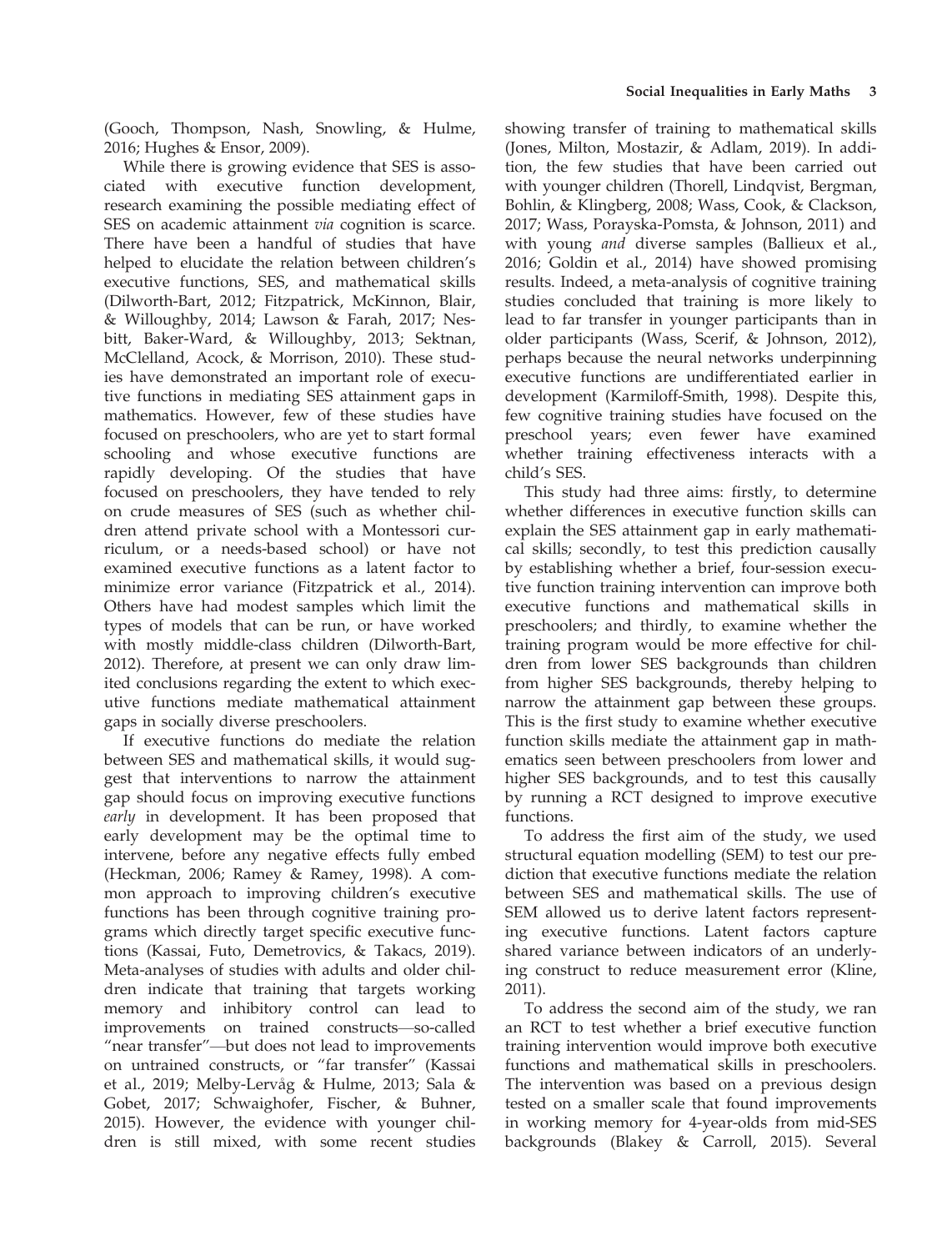(Gooch, Thompson, Nash, Snowling, & Hulme, 2016; Hughes & Ensor, 2009).

While there is growing evidence that SES is associated with executive function development, research examining the possible mediating effect of SES on academic attainment *via* cognition is scarce. There have been a handful of studies that have helped to elucidate the relation between children's executive functions, SES, and mathematical skills (Dilworth-Bart, 2012; Fitzpatrick, McKinnon, Blair, & Willoughby, 2014; Lawson & Farah, 2017; Nesbitt, Baker-Ward, & Willoughby, 2013; Sektnan, McClelland, Acock, & Morrison, 2010). These studies have demonstrated an important role of executive functions in mediating SES attainment gaps in mathematics. However, few of these studies have focused on preschoolers, who are yet to start formal schooling and whose executive functions are rapidly developing. Of the studies that have focused on preschoolers, they have tended to rely on crude measures of SES (such as whether children attend private school with a Montessori curriculum, or a needs-based school) or have not examined executive functions as a latent factor to minimize error variance (Fitzpatrick et al., 2014). Others have had modest samples which limit the types of models that can be run, or have worked with mostly middle-class children (Dilworth-Bart, 2012). Therefore, at present we can only draw limited conclusions regarding the extent to which executive functions mediate mathematical attainment gaps in socially diverse preschoolers.

If executive functions do mediate the relation between SES and mathematical skills, it would suggest that interventions to narrow the attainment gap should focus on improving executive functions *early* in development. It has been proposed that early development may be the optimal time to intervene, before any negative effects fully embed (Heckman, 2006; Ramey & Ramey, 1998). A common approach to improving children's executive functions has been through cognitive training programs which directly target specific executive functions (Kassai, Futo, Demetrovics, & Takacs, 2019). Meta-analyses of studies with adults and older children indicate that training that targets working memory and inhibitory control can lead to improvements on trained constructs—so-called "near transfer"—but does not lead to improvements on untrained constructs, or "far transfer" (Kassai et al., 2019; Melby-Lervåg & Hulme, 2013; Sala & Gobet, 2017; Schwaighofer, Fischer, & Buhner, 2015). However, the evidence with younger children is still mixed, with some recent studies showing transfer of training to mathematical skills (Jones, Milton, Mostazir, & Adlam, 2019). In addition, the few studies that have been carried out with younger children (Thorell, Lindqvist, Bergman, Bohlin, & Klingberg, 2008; Wass, Cook, & Clackson, 2017; Wass, Porayska-Pomsta, & Johnson, 2011) and with young *and* diverse samples (Ballieux et al., 2016; Goldin et al., 2014) have showed promising results. Indeed, a meta-analysis of cognitive training studies concluded that training is more likely to lead to far transfer in younger participants than in older participants (Wass, Scerif, & Johnson, 2012), perhaps because the neural networks underpinning executive functions are undifferentiated earlier in development (Karmiloff-Smith, 1998). Despite this, few cognitive training studies have focused on the preschool years; even fewer have examined whether training effectiveness interacts with a child's SES.

This study had three aims: firstly, to determine whether differences in executive function skills can explain the SES attainment gap in early mathematical skills; secondly, to test this prediction causally by establishing whether a brief, four-session executive function training intervention can improve both executive functions and mathematical skills in preschoolers; and thirdly, to examine whether the training program would be more effective for children from lower SES backgrounds than children from higher SES backgrounds, thereby helping to narrow the attainment gap between these groups. This is the first study to examine whether executive function skills mediate the attainment gap in mathematics seen between preschoolers from lower and higher SES backgrounds, and to test this causally by running a RCT designed to improve executive functions.

To address the first aim of the study, we used structural equation modelling (SEM) to test our prediction that executive functions mediate the relation between SES and mathematical skills. The use of SEM allowed us to derive latent factors representing executive functions. Latent factors capture shared variance between indicators of an underlying construct to reduce measurement error (Kline, 2011).

To address the second aim of the study, we ran an RCT to test whether a brief executive function training intervention would improve both executive functions and mathematical skills in preschoolers. The intervention was based on a previous design tested on a smaller scale that found improvements in working memory for 4-year-olds from mid-SES backgrounds (Blakey & Carroll, 2015). Several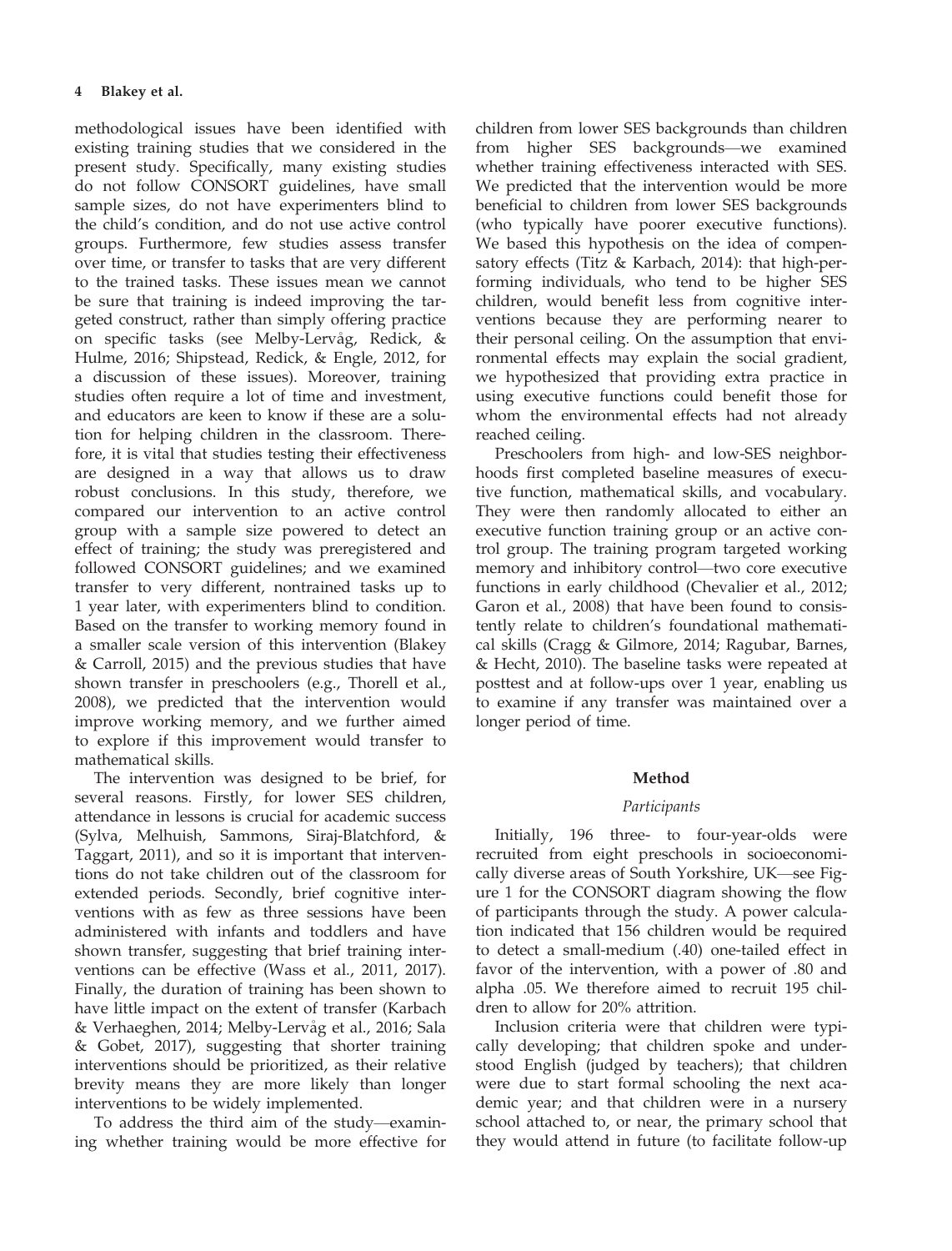methodological issues have been identified with existing training studies that we considered in the present study. Specifically, many existing studies do not follow CONSORT guidelines, have small sample sizes, do not have experimenters blind to the child's condition, and do not use active control groups. Furthermore, few studies assess transfer over time, or transfer to tasks that are very different to the trained tasks. These issues mean we cannot be sure that training is indeed improving the targeted construct, rather than simply offering practice on specific tasks (see Melby-Lervåg, Redick, & Hulme, 2016; Shipstead, Redick, & Engle, 2012, for a discussion of these issues). Moreover, training studies often require a lot of time and investment, and educators are keen to know if these are a solution for helping children in the classroom. Therefore, it is vital that studies testing their effectiveness are designed in a way that allows us to draw robust conclusions. In this study, therefore, we compared our intervention to an active control group with a sample size powered to detect an effect of training; the study was preregistered and followed CONSORT guidelines; and we examined transfer to very different, nontrained tasks up to 1 year later, with experimenters blind to condition. Based on the transfer to working memory found in a smaller scale version of this intervention (Blakey & Carroll, 2015) and the previous studies that have shown transfer in preschoolers (e.g., Thorell et al., 2008), we predicted that the intervention would improve working memory, and we further aimed to explore if this improvement would transfer to mathematical skills.

The intervention was designed to be brief, for several reasons. Firstly, for lower SES children, attendance in lessons is crucial for academic success (Sylva, Melhuish, Sammons, Siraj-Blatchford, & Taggart, 2011), and so it is important that interventions do not take children out of the classroom for extended periods. Secondly, brief cognitive interventions with as few as three sessions have been administered with infants and toddlers and have shown transfer, suggesting that brief training interventions can be effective (Wass et al., 2011, 2017). Finally, the duration of training has been shown to have little impact on the extent of transfer (Karbach & Verhaeghen, 2014; Melby-Lervåg et al., 2016; Sala & Gobet, 2017), suggesting that shorter training interventions should be prioritized, as their relative brevity means they are more likely than longer interventions to be widely implemented.

To address the third aim of the study—examining whether training would be more effective for children from lower SES backgrounds than children from higher SES backgrounds—we examined whether training effectiveness interacted with SES. We predicted that the intervention would be more beneficial to children from lower SES backgrounds (who typically have poorer executive functions). We based this hypothesis on the idea of compensatory effects (Titz & Karbach, 2014): that high-performing individuals, who tend to be higher SES children, would benefit less from cognitive interventions because they are performing nearer to their personal ceiling. On the assumption that environmental effects may explain the social gradient, we hypothesized that providing extra practice in using executive functions could benefit those for whom the environmental effects had not already reached ceiling.

Preschoolers from high- and low-SES neighborhoods first completed baseline measures of executive function, mathematical skills, and vocabulary. They were then randomly allocated to either an executive function training group or an active control group. The training program targeted working memory and inhibitory control—two core executive functions in early childhood (Chevalier et al., 2012; Garon et al., 2008) that have been found to consistently relate to children's foundational mathematical skills (Cragg & Gilmore, 2014; Ragubar, Barnes, & Hecht, 2010). The baseline tasks were repeated at posttest and at follow-ups over 1 year, enabling us to examine if any transfer was maintained over a longer period of time.

## Method

### *Participants*

Initially, 196 three- to four-year-olds were recruited from eight preschools in socioeconomically diverse areas of South Yorkshire, UK—see Figure 1 for the CONSORT diagram showing the flow of participants through the study. A power calculation indicated that 156 children would be required to detect a small-medium (.40) one-tailed effect in favor of the intervention, with a power of .80 and alpha .05. We therefore aimed to recruit 195 children to allow for 20% attrition.

Inclusion criteria were that children were typically developing; that children spoke and understood English (judged by teachers); that children were due to start formal schooling the next academic year; and that children were in a nursery school attached to, or near, the primary school that they would attend in future (to facilitate follow-up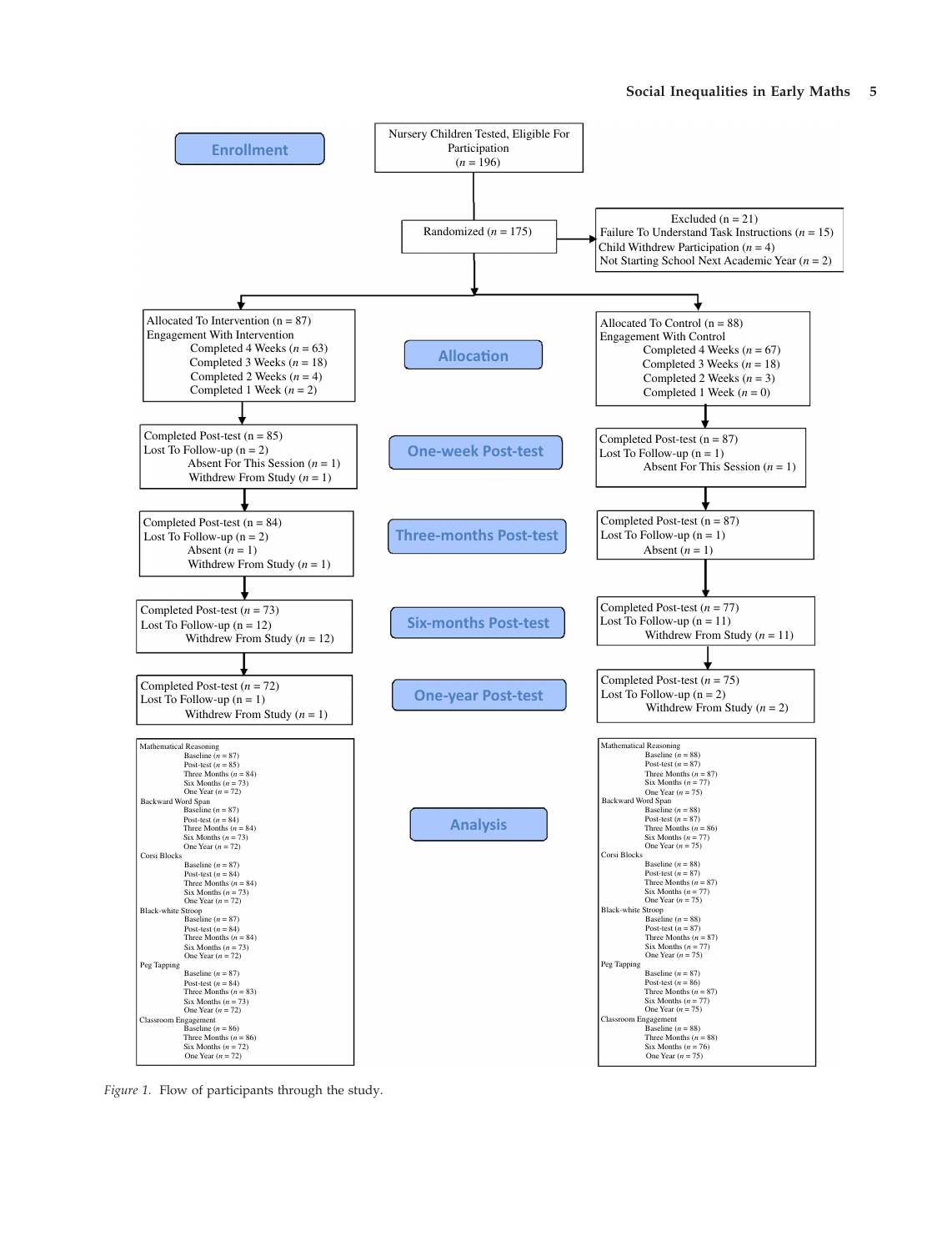**Enrollment**

Nursery Children Tested, Eligible For Participation
($n$ = 196)

Randomized ($n$ = 175)

Excluded (n = 21)
Failure To Understand Task Instructions ($n$ = 15)
Child Withdrew Participation ($n$ = 4)
Not Starting School Next Academic Year ($n$ = 2)

**Allocation**

| Intervention | Control |
|---|---|
| Allocated To Intervention (n = 87)<br>Engagement With Intervention<br>Completed 4 Weeks ($n$ = 63)<br>Completed 3 Weeks ($n$ = 18)<br>Completed 2 Weeks ($n$ = 4)<br>Completed 1 Week ($n$ = 2) | Allocated To Control (n = 88)<br>Engagement With Control<br>Completed 4 Weeks ($n$ = 67)<br>Completed 3 Weeks ($n$ = 18)<br>Completed 2 Weeks ($n$ = 3)<br>Completed 1 Week ($n$ = 0) |

**One-week Post-test**

| Intervention | Control |
|---|---|
| Completed Post-test (n = 85)<br>Lost To Follow-up (n = 2)<br>Absent For This Session ($n$ = 1)<br>Withdrew From Study ($n$ = 1) | Completed Post-test (n = 87)<br>Lost To Follow-up (n = 1)<br>Absent For This Session ($n$ = 1) |

**Three-months Post-test**

| Intervention | Control |
|---|---|
| Completed Post-test (n = 84)<br>Lost To Follow-up (n = 2)<br>Absent ($n$ = 1)<br>Withdrew From Study ($n$ = 1) | Completed Post-test (n = 87)<br>Lost To Follow-up (n = 1)<br>Absent ($n$ = 1) |

**Six-months Post-test**

| Intervention | Control |
|---|---|
| Completed Post-test ($n$ = 73)<br>Lost To Follow-up (n = 12)<br>Withdrew From Study ($n$ = 12) | Completed Post-test ($n$ = 77)<br>Lost To Follow-up (n = 11)<br>Withdrew From Study ($n$ = 11) |

**One-year Post-test**

| Intervention | Control |
|---|---|
| Completed Post-test ($n$ = 72)<br>Lost To Follow-up (n = 1)<br>Withdrew From Study ($n$ = 1) | Completed Post-test ($n$ = 75)<br>Lost To Follow-up (n = 2)<br>Withdrew From Study ($n$ = 2) |

**Analysis**

| Intervention | Control |
|---|---|
| Mathematical Reasoning<br>Baseline ($n$ = 87)<br>Post-test ($n$ = 85)<br>Three Months ($n$ = 84)<br>Six Months ($n$ = 73)<br>One Year ($n$ = 72) | Mathematical Reasoning<br>Baseline ($n$ = 88)<br>Post-test ($n$ = 87)<br>Three Months ($n$ = 87)<br>Six Months ($n$ = 77)<br>One Year ($n$ = 75) |
| Backward Word Span<br>Baseline ($n$ = 87)<br>Post-test ($n$ = 84)<br>Three Months ($n$ = 84)<br>Six Months ($n$ = 73)<br>One Year ($n$ = 72) | Backward Word Span<br>Baseline ($n$ = 88)<br>Post-test ($n$ = 87)<br>Three Months ($n$ = 86)<br>Six Months ($n$ = 77)<br>One Year ($n$ = 75) |
| Corsi Blocks<br>Baseline ($n$ = 87)<br>Post-test ($n$ = 84)<br>Three Months ($n$ = 84)<br>Six Months ($n$ = 73)<br>One Year ($n$ = 72) | Corsi Blocks<br>Baseline ($n$ = 88)<br>Post-test ($n$ = 87)<br>Three Months ($n$ = 87)<br>Six Months ($n$ = 77)<br>One Year ($n$ = 75) |
| Black-white Stroop<br>Baseline ($n$ = 87)<br>Post-test ($n$ = 84)<br>Three Months ($n$ = 84)<br>Six Months ($n$ = 73)<br>One Year ($n$ = 72) | Black-white Stroop<br>Baseline ($n$ = 88)<br>Post-test ($n$ = 87)<br>Three Months ($n$ = 87)<br>Six Months ($n$ = 77)<br>One Year ($n$ = 75) |
| Peg Tapping<br>Baseline ($n$ = 87)<br>Post-test ($n$ = 84)<br>Three Months ($n$ = 83)<br>Six Months ($n$ = 73)<br>One Year ($n$ = 72) | Peg Tapping<br>Baseline ($n$ = 87)<br>Post-test ($n$ = 86)<br>Three Months ($n$ = 87)<br>Six Months ($n$ = 77)<br>One Year ($n$ = 75) |
| Classroom Engagement<br>Baseline ($n$ = 86)<br>Three Months ($n$ = 86)<br>Six Months ($n$ = 72)<br>One Year ($n$ = 72) | Classroom Engagement<br>Baseline ($n$ = 88)<br>Three Months ($n$ = 88)<br>Six Months ($n$ = 76)<br>One Year ($n$ = 75) |

*Figure 1.* Flow of participants through the study.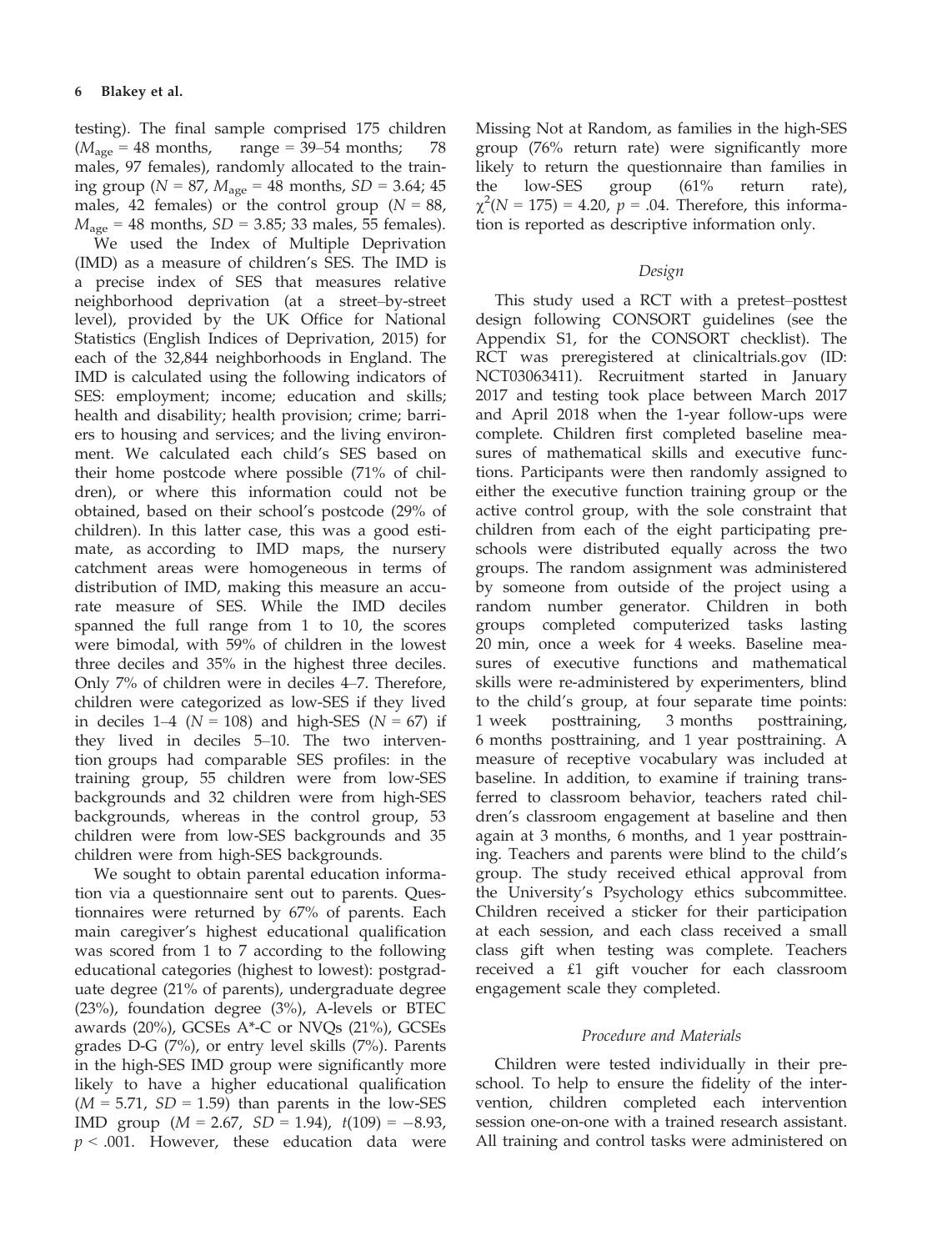testing). The final sample comprised 175 children ($M_{age}$ = 48 months, range = 39–54 months; 78 males, 97 females), randomly allocated to the training group ($N$ = 87, $M_{age}$ = 48 months, $SD$ = 3.64; 45 males, 42 females) or the control group ($N$ = 88, $M_{age}$ = 48 months, $SD$ = 3.85; 33 males, 55 females).

We used the Index of Multiple Deprivation (IMD) as a measure of children's SES. The IMD is a precise index of SES that measures relative neighborhood deprivation (at a street–by-street level), provided by the UK Office for National Statistics (English Indices of Deprivation, 2015) for each of the 32,844 neighborhoods in England. The IMD is calculated using the following indicators of SES: employment; income; education and skills; health and disability; health provision; crime; barriers to housing and services; and the living environment. We calculated each child's SES based on their home postcode where possible (71% of children), or where this information could not be obtained, based on their school's postcode (29% of children). In this latter case, this was a good estimate, as according to IMD maps, the nursery catchment areas were homogeneous in terms of distribution of IMD, making this measure an accurate measure of SES. While the IMD deciles spanned the full range from 1 to 10, the scores were bimodal, with 59% of children in the lowest three deciles and 35% in the highest three deciles. Only 7% of children were in deciles 4–7. Therefore, children were categorized as low-SES if they lived in deciles 1–4 ($N$ = 108) and high-SES ($N$ = 67) if they lived in deciles 5–10. The two intervention groups had comparable SES profiles: in the training group, 55 children were from low-SES backgrounds and 32 children were from high-SES backgrounds, whereas in the control group, 53 children were from low-SES backgrounds and 35 children were from high-SES backgrounds.

We sought to obtain parental education information via a questionnaire sent out to parents. Questionnaires were returned by 67% of parents. Each main caregiver's highest educational qualification was scored from 1 to 7 according to the following educational categories (highest to lowest): postgraduate degree (21% of parents), undergraduate degree (23%), foundation degree (3%), A-levels or BTEC awards (20%), GCSEs A*-C or NVQs (21%), GCSEs grades D-G (7%), or entry level skills (7%). Parents in the high-SES IMD group were significantly more likely to have a higher educational qualification ($M$ = 5.71, $SD$ = 1.59) than parents in the low-SES IMD group ($M$ = 2.67, $SD$ = 1.94), $t(109) = -8.93$, $p < .001$. However, these education data were Missing Not at Random, as families in the high-SES group (76% return rate) were significantly more likely to return the questionnaire than families in the low-SES group (61% return rate), $\chi^2(N = 175) = 4.20$, $p = .04$. Therefore, this information is reported as descriptive information only.

### *Design*

This study used a RCT with a pretest–posttest design following CONSORT guidelines (see the Appendix S1, for the CONSORT checklist). The RCT was preregistered at clinicaltrials.gov (ID: NCT03063411). Recruitment started in January 2017 and testing took place between March 2017 and April 2018 when the 1-year follow-ups were complete. Children first completed baseline measures of mathematical skills and executive functions. Participants were then randomly assigned to either the executive function training group or the active control group, with the sole constraint that children from each of the eight participating preschools were distributed equally across the two groups. The random assignment was administered by someone from outside of the project using a random number generator. Children in both groups completed computerized tasks lasting 20 min, once a week for 4 weeks. Baseline measures of executive functions and mathematical skills were re-administered by experimenters, blind to the child's group, at four separate time points: 1 week posttraining, 3 months posttraining, 6 months posttraining, and 1 year posttraining. A measure of receptive vocabulary was included at baseline. In addition, to examine if training transferred to classroom behavior, teachers rated children's classroom engagement at baseline and then again at 3 months, 6 months, and 1 year posttraining. Teachers and parents were blind to the child's group. The study received ethical approval from the University's Psychology ethics subcommittee. Children received a sticker for their participation at each session, and each class received a small class gift when testing was complete. Teachers received a £1 gift voucher for each classroom engagement scale they completed.

### *Procedure and Materials*

Children were tested individually in their preschool. To help to ensure the fidelity of the intervention, children completed each intervention session one-on-one with a trained research assistant. All training and control tasks were administered on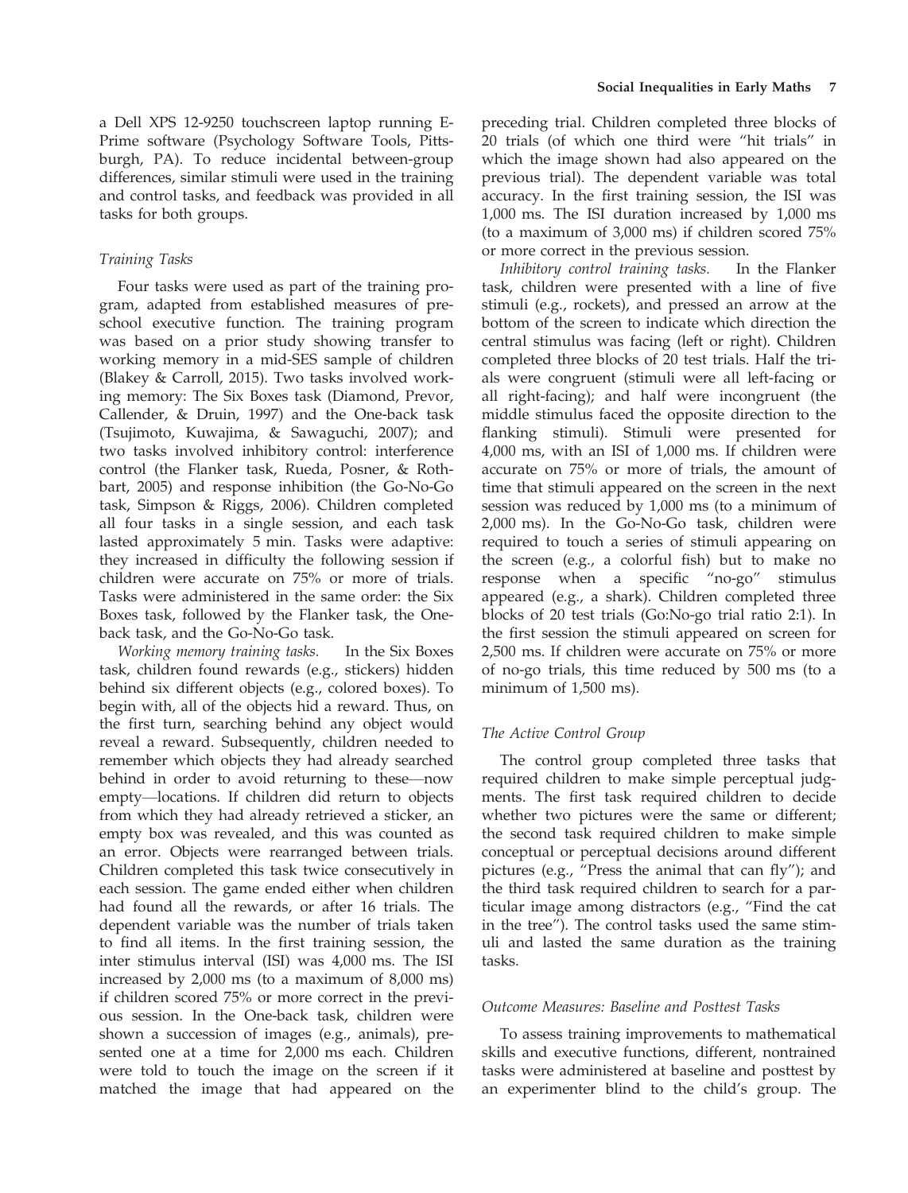a Dell XPS 12-9250 touchscreen laptop running E-Prime software (Psychology Software Tools, Pittsburgh, PA). To reduce incidental between-group differences, similar stimuli were used in the training and control tasks, and feedback was provided in all tasks for both groups.

### Training Tasks

Four tasks were used as part of the training program, adapted from established measures of preschool executive function. The training program was based on a prior study showing transfer to working memory in a mid-SES sample of children (Blakey & Carroll, 2015). Two tasks involved working memory: The Six Boxes task (Diamond, Prevor, Callender, & Druin, 1997) and the One-back task (Tsujimoto, Kuwajima, & Sawaguchi, 2007); and two tasks involved inhibitory control: interference control (the Flanker task, Rueda, Posner, & Rothbart, 2005) and response inhibition (the Go-No-Go task, Simpson & Riggs, 2006). Children completed all four tasks in a single session, and each task lasted approximately 5 min. Tasks were adaptive: they increased in difficulty the following session if children were accurate on 75% or more of trials. Tasks were administered in the same order: the Six Boxes task, followed by the Flanker task, the One-back task, and the Go-No-Go task.

*Working memory training tasks.* In the Six Boxes task, children found rewards (e.g., stickers) hidden behind six different objects (e.g., colored boxes). To begin with, all of the objects hid a reward. Thus, on the first turn, searching behind any object would reveal a reward. Subsequently, children needed to remember which objects they had already searched behind in order to avoid returning to these—now empty—locations. If children did return to objects from which they had already retrieved a sticker, an empty box was revealed, and this was counted as an error. Objects were rearranged between trials. Children completed this task twice consecutively in each session. The game ended either when children had found all the rewards, or after 16 trials. The dependent variable was the number of trials taken to find all items. In the first training session, the inter stimulus interval (ISI) was 4,000 ms. The ISI increased by 2,000 ms (to a maximum of 8,000 ms) if children scored 75% or more correct in the previous session. In the One-back task, children were shown a succession of images (e.g., animals), presented one at a time for 2,000 ms each. Children were told to touch the image on the screen if it matched the image that had appeared on the preceding trial. Children completed three blocks of 20 trials (of which one third were "hit trials" in which the image shown had also appeared on the previous trial). The dependent variable was total accuracy. In the first training session, the ISI was 1,000 ms. The ISI duration increased by 1,000 ms (to a maximum of 3,000 ms) if children scored 75% or more correct in the previous session.

*Inhibitory control training tasks.* In the Flanker task, children were presented with a line of five stimuli (e.g., rockets), and pressed an arrow at the bottom of the screen to indicate which direction the central stimulus was facing (left or right). Children completed three blocks of 20 test trials. Half the trials were congruent (stimuli were all left-facing or all right-facing); and half were incongruent (the middle stimulus faced the opposite direction to the flanking stimuli). Stimuli were presented for 4,000 ms, with an ISI of 1,000 ms. If children were accurate on 75% or more of trials, the amount of time that stimuli appeared on the screen in the next session was reduced by 1,000 ms (to a minimum of 2,000 ms). In the Go-No-Go task, children were required to touch a series of stimuli appearing on the screen (e.g., a colorful fish) but to make no response when a specific "no-go" stimulus appeared (e.g., a shark). Children completed three blocks of 20 test trials (Go:No-go trial ratio 2:1). In the first session the stimuli appeared on screen for 2,500 ms. If children were accurate on 75% or more of no-go trials, this time reduced by 500 ms (to a minimum of 1,500 ms).

### The Active Control Group

The control group completed three tasks that required children to make simple perceptual judgments. The first task required children to decide whether two pictures were the same or different; the second task required children to make simple conceptual or perceptual decisions around different pictures (e.g., "Press the animal that can fly"); and the third task required children to search for a particular image among distractors (e.g., "Find the cat in the tree"). The control tasks used the same stimuli and lasted the same duration as the training tasks.

### Outcome Measures: Baseline and Posttest Tasks

To assess training improvements to mathematical skills and executive functions, different, nontrained tasks were administered at baseline and posttest by an experimenter blind to the child's group. The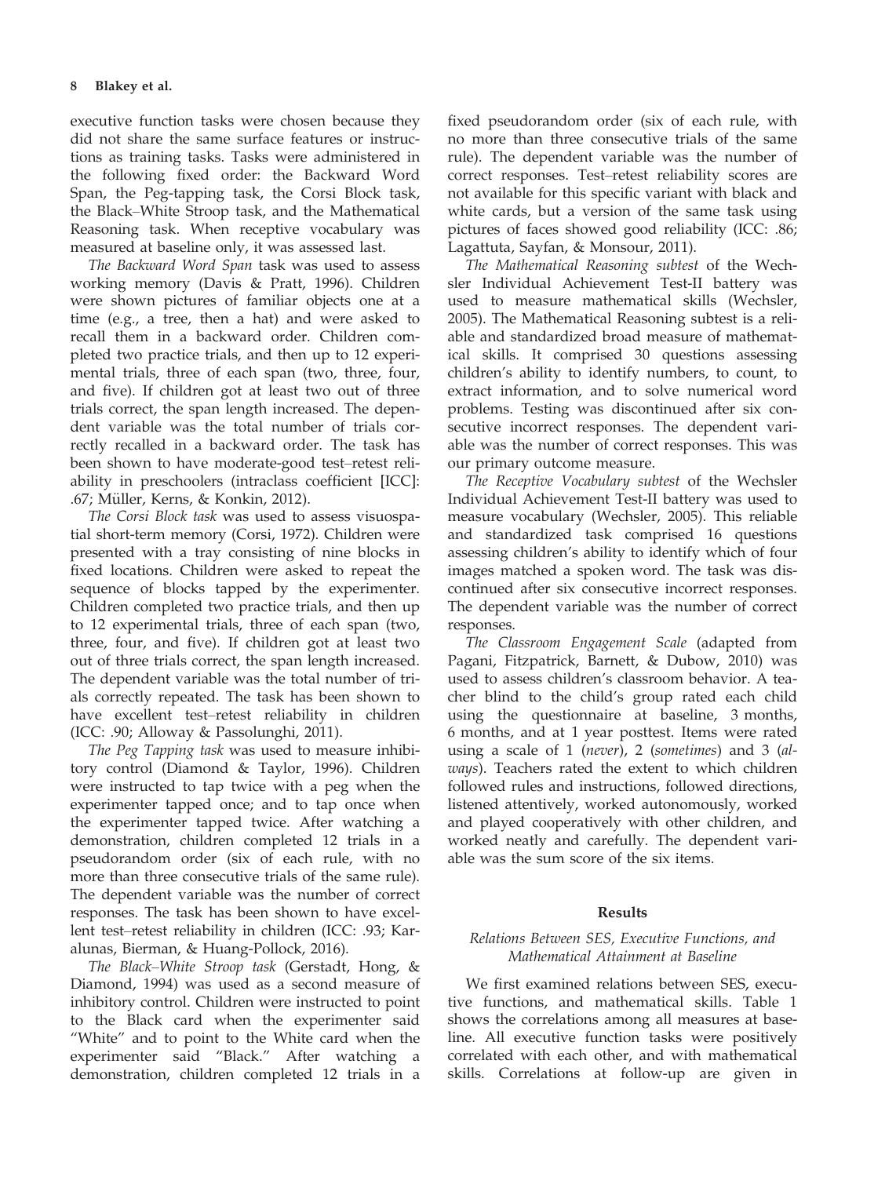executive function tasks were chosen because they did not share the same surface features or instructions as training tasks. Tasks were administered in the following fixed order: the Backward Word Span, the Peg-tapping task, the Corsi Block task, the Black–White Stroop task, and the Mathematical Reasoning task. When receptive vocabulary was measured at baseline only, it was assessed last.

*The Backward Word Span* task was used to assess working memory (Davis & Pratt, 1996). Children were shown pictures of familiar objects one at a time (e.g., a tree, then a hat) and were asked to recall them in a backward order. Children completed two practice trials, and then up to 12 experimental trials, three of each span (two, three, four, and five). If children got at least two out of three trials correct, the span length increased. The dependent variable was the total number of trials correctly recalled in a backward order. The task has been shown to have moderate-good test–retest reliability in preschoolers (intraclass coefficient [ICC]: .67; Müller, Kerns, & Konkin, 2012).

*The Corsi Block task* was used to assess visuospatial short-term memory (Corsi, 1972). Children were presented with a tray consisting of nine blocks in fixed locations. Children were asked to repeat the sequence of blocks tapped by the experimenter. Children completed two practice trials, and then up to 12 experimental trials, three of each span (two, three, four, and five). If children got at least two out of three trials correct, the span length increased. The dependent variable was the total number of trials correctly repeated. The task has been shown to have excellent test–retest reliability in children (ICC: .90; Alloway & Passolunghi, 2011).

*The Peg Tapping task* was used to measure inhibitory control (Diamond & Taylor, 1996). Children were instructed to tap twice with a peg when the experimenter tapped once; and to tap once when the experimenter tapped twice. After watching a demonstration, children completed 12 trials in a pseudorandom order (six of each rule, with no more than three consecutive trials of the same rule). The dependent variable was the number of correct responses. The task has been shown to have excellent test–retest reliability in children (ICC: .93; Karalunas, Bierman, & Huang-Pollock, 2016).

*The Black–White Stroop task* (Gerstadt, Hong, & Diamond, 1994) was used as a second measure of inhibitory control. Children were instructed to point to the Black card when the experimenter said "White" and to point to the White card when the experimenter said "Black." After watching a demonstration, children completed 12 trials in a fixed pseudorandom order (six of each rule, with no more than three consecutive trials of the same rule). The dependent variable was the number of correct responses. Test–retest reliability scores are not available for this specific variant with black and white cards, but a version of the same task using pictures of faces showed good reliability (ICC: .86; Lagattuta, Sayfan, & Monsour, 2011).

*The Mathematical Reasoning subtest* of the Wechsler Individual Achievement Test-II battery was used to measure mathematical skills (Wechsler, 2005). The Mathematical Reasoning subtest is a reliable and standardized broad measure of mathematical skills. It comprised 30 questions assessing children's ability to identify numbers, to count, to extract information, and to solve numerical word problems. Testing was discontinued after six consecutive incorrect responses. The dependent variable was the number of correct responses. This was our primary outcome measure.

*The Receptive Vocabulary subtest* of the Wechsler Individual Achievement Test-II battery was used to measure vocabulary (Wechsler, 2005). This reliable and standardized task comprised 16 questions assessing children's ability to identify which of four images matched a spoken word. The task was discontinued after six consecutive incorrect responses. The dependent variable was the number of correct responses.

*The Classroom Engagement Scale* (adapted from Pagani, Fitzpatrick, Barnett, & Dubow, 2010) was used to assess children's classroom behavior. A teacher blind to the child's group rated each child using the questionnaire at baseline, 3 months, 6 months, and at 1 year posttest. Items were rated using a scale of 1 (*never*), 2 (*sometimes*) and 3 (*always*). Teachers rated the extent to which children followed rules and instructions, followed directions, listened attentively, worked autonomously, worked and played cooperatively with other children, and worked neatly and carefully. The dependent variable was the sum score of the six items.

## Results

### *Relations Between SES, Executive Functions, and Mathematical Attainment at Baseline*

We first examined relations between SES, executive functions, and mathematical skills. Table 1 shows the correlations among all measures at baseline. All executive function tasks were positively correlated with each other, and with mathematical skills. Correlations at follow-up are given in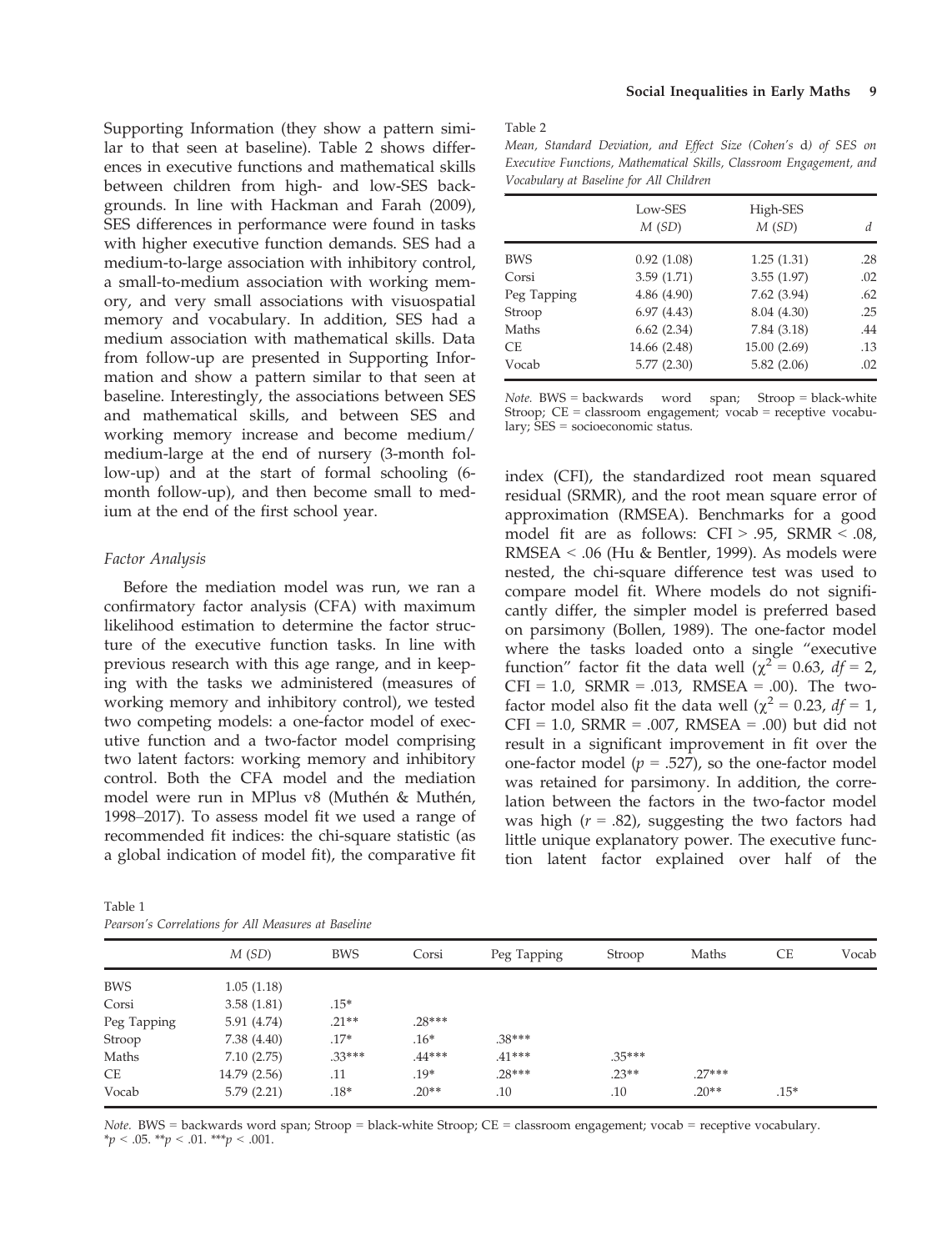Supporting Information (they show a pattern similar to that seen at baseline). Table 2 shows differences in executive functions and mathematical skills between children from high- and low-SES backgrounds. In line with Hackman and Farah (2009), SES differences in performance were found in tasks with higher executive function demands. SES had a medium-to-large association with inhibitory control, a small-to-medium association with working memory, and very small associations with visuospatial memory and vocabulary. In addition, SES had a medium association with mathematical skills. Data from follow-up are presented in Supporting Information and show a pattern similar to that seen at baseline. Interestingly, the associations between SES and mathematical skills, and between SES and working memory increase and become medium/medium-large at the end of nursery (3-month follow-up) and at the start of formal schooling (6-month follow-up), and then become small to medium at the end of the first school year.

### Factor Analysis

Before the mediation model was run, we ran a confirmatory factor analysis (CFA) with maximum likelihood estimation to determine the factor structure of the executive function tasks. In line with previous research with this age range, and in keeping with the tasks we administered (measures of working memory and inhibitory control), we tested two competing models: a one-factor model of executive function and a two-factor model comprising two latent factors: working memory and inhibitory control. Both the CFA model and the mediation model were run in MPlus v8 (Muthén & Muthén, 1998–2017). To assess model fit we used a range of recommended fit indices: the chi-square statistic (as a global indication of model fit), the comparative fit index (CFI), the standardized root mean squared residual (SRMR), and the root mean square error of approximation (RMSEA). Benchmarks for a good model fit are as follows: CFI > .95, SRMR < .08, RMSEA < .06 (Hu & Bentler, 1999). As models were nested, the chi-square difference test was used to compare model fit. Where models do not significantly differ, the simpler model is preferred based on parsimony (Bollen, 1989). The one-factor model where the tasks loaded onto a single "executive function" factor fit the data well ($\chi^2 = 0.63$, $df = 2$, CFI = 1.0, SRMR = .013, RMSEA = .00). The two-factor model also fit the data well ($\chi^2 = 0.23$, $df = 1$, CFI = 1.0, SRMR = .007, RMSEA = .00) but did not result in a significant improvement in fit over the one-factor model ($p = .527$), so the one-factor model was retained for parsimony. In addition, the correlation between the factors in the two-factor model was high ($r = .82$), suggesting the two factors had little unique explanatory power. The executive function latent factor explained over half of the

Table 2

*Mean, Standard Deviation, and Effect Size (Cohen's* d*) of SES on Executive Functions, Mathematical Skills, Classroom Engagement, and Vocabulary at Baseline for All Children*

| | Low-SES *M* (*SD*) | High-SES *M* (*SD*) | *d* |
|---|---|---|---|
| BWS | 0.92 (1.08) | 1.25 (1.31) | .28 |
| Corsi | 3.59 (1.71) | 3.55 (1.97) | .02 |
| Peg Tapping | 4.86 (4.90) | 7.62 (3.94) | .62 |
| Stroop | 6.97 (4.43) | 8.04 (4.30) | .25 |
| Maths | 6.62 (2.34) | 7.84 (3.18) | .44 |
| CE | 14.66 (2.48) | 15.00 (2.69) | .13 |
| Vocab | 5.77 (2.30) | 5.82 (2.06) | .02 |

*Note.* BWS = backwards word span; Stroop = black-white Stroop; CE = classroom engagement; vocab = receptive vocabulary; SES = socioeconomic status.

Table 1

*Pearson's Correlations for All Measures at Baseline*

| | *M* (*SD*) | BWS | Corsi | Peg Tapping | Stroop | Maths | CE | Vocab |
|---|---|---|---|---|---|---|---|---|
| BWS | 1.05 (1.18) | | | | | | | |
| Corsi | 3.58 (1.81) | .15* | | | | | | |
| Peg Tapping | 5.91 (4.74) | .21** | .28*** | | | | | |
| Stroop | 7.38 (4.40) | .17* | .16* | .38*** | | | | |
| Maths | 7.10 (2.75) | .33*** | .44*** | .41*** | .35*** | | | |
| CE | 14.79 (2.56) | .11 | .19* | .28*** | .23** | .27*** | | |
| Vocab | 5.79 (2.21) | .18* | .20** | .10 | .10 | .20** | .15* | |

*Note.* BWS = backwards word span; Stroop = black-white Stroop; CE = classroom engagement; vocab = receptive vocabulary.
*$p < .05$. **$p < .01$. ***$p < .001$.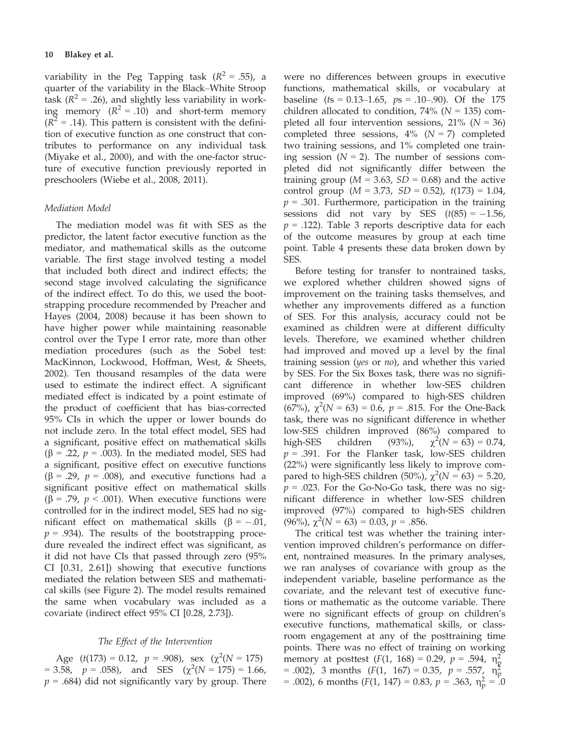variability in the Peg Tapping task ($R^2$ = .55), a quarter of the variability in the Black–White Stroop task ($R^2$ = .26), and slightly less variability in working memory ($R^2$ = .10) and short-term memory ($R^2$ = .14). This pattern is consistent with the definition of executive function as one construct that contributes to performance on any individual task (Miyake et al., 2000), and with the one-factor structure of executive function previously reported in preschoolers (Wiebe et al., 2008, 2011).

### *Mediation Model*

The mediation model was fit with SES as the predictor, the latent factor executive function as the mediator, and mathematical skills as the outcome variable. The first stage involved testing a model that included both direct and indirect effects; the second stage involved calculating the significance of the indirect effect. To do this, we used the bootstrapping procedure recommended by Preacher and Hayes (2004, 2008) because it has been shown to have higher power while maintaining reasonable control over the Type I error rate, more than other mediation procedures (such as the Sobel test: MacKinnon, Lockwood, Hoffman, West, & Sheets, 2002). Ten thousand resamples of the data were used to estimate the indirect effect. A significant mediated effect is indicated by a point estimate of the product of coefficient that has bias-corrected 95% CIs in which the upper or lower bounds do not include zero. In the total effect model, SES had a significant, positive effect on mathematical skills ($\beta$ = .22, $p$ = .003). In the mediated model, SES had a significant, positive effect on executive functions ($\beta$ = .29, $p$ = .008), and executive functions had a significant positive effect on mathematical skills ($\beta$ = .79, $p$ < .001). When executive functions were controlled for in the indirect model, SES had no significant effect on mathematical skills ($\beta$ = −.01, $p$ = .934). The results of the bootstrapping procedure revealed the indirect effect was significant, as it did not have CIs that passed through zero (95% CI [0.31, 2.61]) showing that executive functions mediated the relation between SES and mathematical skills (see Figure 2). The model results remained the same when vocabulary was included as a covariate (indirect effect 95% CI [0.28, 2.73]).

## *The Effect of the Intervention*

Age ($t(173)$ = 0.12, $p$ = .908), sex ($\chi^2(N = 175)$ = 3.58, $p$ = .058), and SES ($\chi^2(N = 175)$ = 1.66, $p$ = .684) did not significantly vary by group. There were no differences between groups in executive functions, mathematical skills, or vocabulary at baseline ($t$s = 0.13–1.65, $p$s = .10–.90). Of the 175 children allocated to condition, 74% ($N$ = 135) completed all four intervention sessions, 21% ($N$ = 36) completed three sessions, 4% ($N$ = 7) completed two training sessions, and 1% completed one training session ($N$ = 2). The number of sessions completed did not significantly differ between the training group ($M$ = 3.63, $SD$ = 0.68) and the active control group ($M$ = 3.73, $SD$ = 0.52), $t(173)$ = 1.04, $p$ = .301. Furthermore, participation in the training sessions did not vary by SES ($t(85)$ = −1.56, $p$ = .122). Table 3 reports descriptive data for each of the outcome measures by group at each time point. Table 4 presents these data broken down by SES.

Before testing for transfer to nontrained tasks, we explored whether children showed signs of improvement on the training tasks themselves, and whether any improvements differed as a function of SES. For this analysis, accuracy could not be examined as children were at different difficulty levels. Therefore, we examined whether children had improved and moved up a level by the final training session (*yes* or *no*), and whether this varied by SES. For the Six Boxes task, there was no significant difference in whether low-SES children improved (69%) compared to high-SES children (67%), $\chi^2(N = 63)$ = 0.6, $p$ = .815. For the One-Back task, there was no significant difference in whether low-SES children improved (86%) compared to high-SES children (93%), $\chi^2(N = 63)$ = 0.74, $p$ = .391. For the Flanker task, low-SES children (22%) were significantly less likely to improve compared to high-SES children (50%), $\chi^2(N = 63)$ = 5.20, $p$ = .023. For the Go-No-Go task, there was no significant difference in whether low-SES children improved (97%) compared to high-SES children (96%), $\chi^2(N = 63)$ = 0.03, $p$ = .856.

The critical test was whether the training intervention improved children's performance on different, nontrained measures. In the primary analyses, we ran analyses of covariance with group as the independent variable, baseline performance as the covariate, and the relevant test of executive functions or mathematic as the outcome variable. There were no significant effects of group on children's executive functions, mathematical skills, or classroom engagement at any of the posttraining time points. There was no effect of training on working memory at posttest ($F(1, 168)$ = 0.29, $p$ = .594, $\eta_p^2$ = .002), 3 months ($F(1, 167)$ = 0.35, $p$ = .557, $\eta_p^2$ = .002), 6 months ($F(1, 147)$ = 0.83, $p$ = .363, $\eta_p^2$ = .0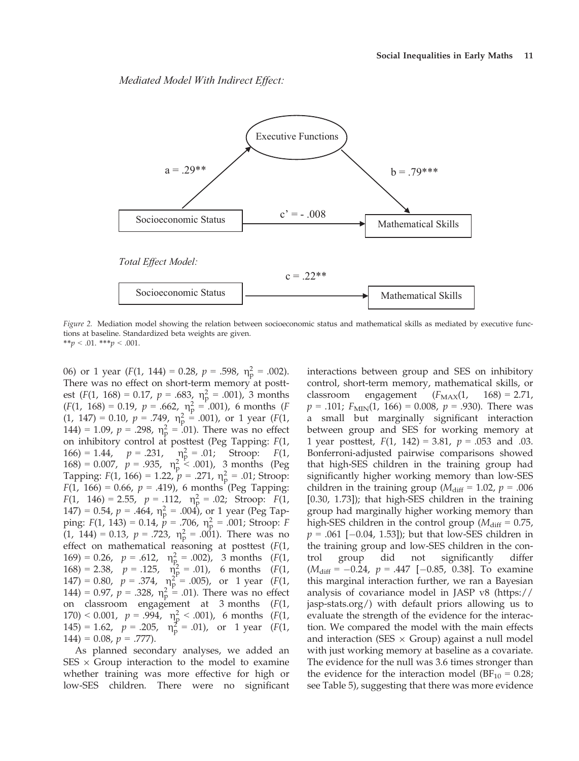*Mediated Model With Indirect Effect:*

Executive Functions

a = .29**

b = .79***

Socioeconomic Status

c' = - .008

Mathematical Skills

*Total Effect Model:*

c = .22**

Socioeconomic Status

Mathematical Skills

*Figure 2.* Mediation model showing the relation between socioeconomic status and mathematical skills as mediated by executive functions at baseline. Standardized beta weights are given.
**$p$ < .01. ***$p$ < .001.

06) or 1 year ($F$(1, 144) = 0.28, $p$ = .598, $\eta_p^2$ = .002). There was no effect on short-term memory at posttest ($F$(1, 168) = 0.17, $p$ = .683, $\eta_p^2$ = .001), 3 months ($F$(1, 168) = 0.19, $p$ = .662, $\eta_p^2$ = .001), 6 months ($F$(1, 147) = 0.10, $p$ = .749, $\eta_p^2$ = .001), or 1 year ($F$(1, 144) = 1.09, $p$ = .298, $\eta_p^2$ = .01). There was no effect on inhibitory control at posttest (Peg Tapping: $F$(1, 166) = 1.44, $p$ = .231, $\eta_p^2$ = .01; Stroop: $F$(1, 168) = 0.007, $p$ = .935, $\eta_p^2$ < .001), 3 months (Peg Tapping: $F$(1, 166) = 1.22, $p$ = .271, $\eta_p^2$ = .01; Stroop: $F$(1, 166) = 0.66, $p$ = .419), 6 months (Peg Tapping: $F$(1, 146) = 2.55, $p$ = .112, $\eta_p^2$ = .02; Stroop: $F$(1, 147) = 0.54, $p$ = .464, $\eta_p^2$ = .004), or 1 year (Peg Tapping: $F$(1, 143) = 0.14, $p$ = .706, $\eta_p^2$ = .001; Stroop: $F$(1, 144) = 0.13, $p$ = .723, $\eta_p^2$ = .001). There was no effect on mathematical reasoning at posttest ($F$(1, 169) = 0.26, $p$ = .612, $\eta_p^2$ = .002), 3 months ($F$(1, 168) = 2.38, $p$ = .125, $\eta_p^2$ = .01), 6 months ($F$(1, 147) = 0.80, $p$ = .374, $\eta_p^2$ = .005), or 1 year ($F$(1, 144) = 0.97, $p$ = .328, $\eta_p^2$ = .01). There was no effect on classroom engagement at 3 months ($F$(1, 170) < 0.001, $p$ = .994, $\eta_p^2$ < .001), 6 months ($F$(1, 145) = 1.62, $p$ = .205, $\eta_p^2$ = .01), or 1 year ($F$(1, 144) = 0.08, $p$ = .777).

As planned secondary analyses, we added an SES × Group interaction to the model to examine whether training was more effective for high or low-SES children. There were no significant interactions between group and SES on inhibitory control, short-term memory, mathematical skills, or classroom engagement ($F_{\text{MAX}}$(1, 168) = 2.71, $p$ = .101; $F_{\text{MIN}}$(1, 166) = 0.008, $p$ = .930). There was a small but marginally significant interaction between group and SES for working memory at 1 year posttest, $F$(1, 142) = 3.81, $p$ = .053 and .03. Bonferroni-adjusted pairwise comparisons showed that high-SES children in the training group had significantly higher working memory than low-SES children in the training group ($M_{\text{diff}}$ = 1.02, $p$ = .006 [0.30, 1.73]); that high-SES children in the training group had marginally higher working memory than high-SES children in the control group ($M_{\text{diff}}$ = 0.75, $p$ = .061 [−0.04, 1.53]); but that low-SES children in the training group and low-SES children in the control group did not significantly differ ($M_{\text{diff}}$ = −0.24, $p$ = .447 [−0.85, 0.38]. To examine this marginal interaction further, we ran a Bayesian analysis of covariance model in JASP v8 (https://jasp-stats.org/) with default priors allowing us to evaluate the strength of the evidence for the interaction. We compared the model with the main effects and interaction (SES × Group) against a null model with just working memory at baseline as a covariate. The evidence for the null was 3.6 times stronger than the evidence for the interaction model ($BF_{10}$ = 0.28; see Table 5), suggesting that there was more evidence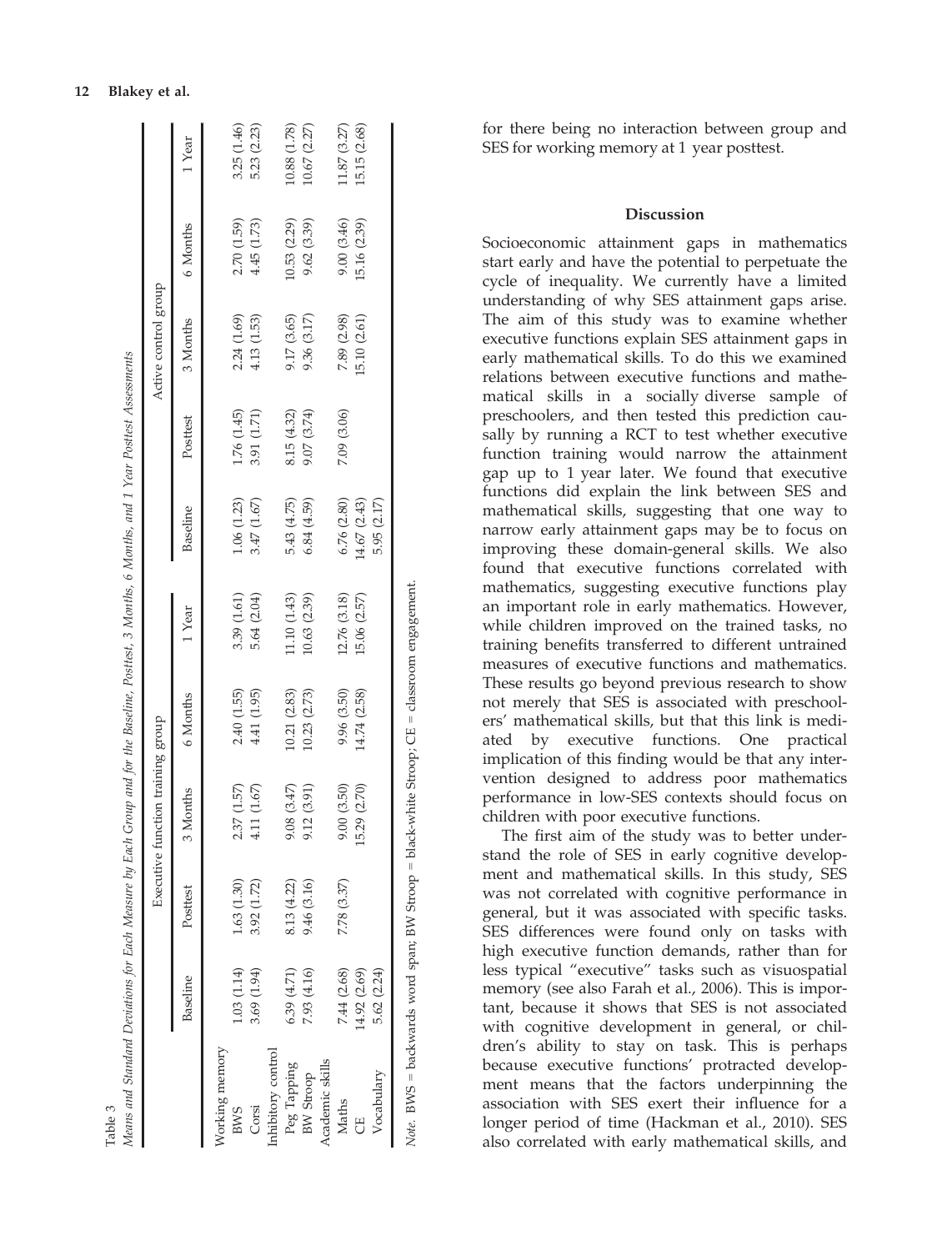Table 3

*Means and Standard Deviations for Each Measure by Each Group and for the Baseline, Posttest, 3 Months, 6 Months, and 1 Year Posttest Assessments*

| | Executive function training group | | | | | Active control group | | | | |
|---|---|---|---|---|---|---|---|---|---|---|
| | Baseline | Posttest | 3 Months | 6 Months | 1 Year | Baseline | Posttest | 3 Months | 6 Months | 1 Year |
| Working memory | | | | | | | | | | |
| BWS | 1.03 (1.14) | 1.63 (1.30) | 2.37 (1.57) | 2.40 (1.55) | 3.39 (1.61) | 1.06 (1.23) | 1.76 (1.45) | 2.24 (1.69) | 2.70 (1.59) | 3.25 (1.46) |
| Corsi | 3.69 (1.94) | 3.92 (1.72) | 4.11 (1.67) | 4.41 (1.95) | 5.64 (2.04) | 3.47 (1.67) | 3.91 (1.71) | 4.13 (1.53) | 4.45 (1.73) | 5.23 (2.23) |
| Inhibitory control | | | | | | | | | | |
| Peg Tapping | 6.39 (4.71) | 8.13 (4.22) | 9.08 (3.47) | 10.21 (2.83) | 11.10 (1.43) | 5.43 (4.75) | 8.15 (4.32) | 9.17 (3.65) | 10.53 (2.29) | 10.88 (1.78) |
| BW Stroop | 7.93 (4.16) | 9.46 (3.16) | 9.12 (3.91) | 10.23 (2.73) | 10.63 (2.39) | 6.84 (4.59) | 9.07 (3.74) | 9.36 (3.17) | 9.62 (3.39) | 10.67 (2.27) |
| Academic skills | | | | | | | | | | |
| Maths | 7.44 (2.68) | 7.78 (3.37) | 9.00 (3.50) | 9.96 (3.50) | 12.76 (3.18) | 6.76 (2.80) | 7.09 (3.06) | 7.89 (2.98) | 9.00 (3.46) | 11.87 (3.27) |
| CE | 14.92 (2.69) | | 15.29 (2.70) | 14.74 (2.58) | 15.06 (2.57) | 14.67 (2.43) | | 15.10 (2.61) | 15.16 (2.39) | 15.15 (2.68) |
| Vocabulary | 5.62 (2.24) | | | | | 5.95 (2.17) | | | | |

*Note.* BWS = backwards word span; BW Stroop = black-white Stroop; CE = classroom engagement.

for there being no interaction between group and SES for working memory at 1 year posttest.

## Discussion

Socioeconomic attainment gaps in mathematics start early and have the potential to perpetuate the cycle of inequality. We currently have a limited understanding of why SES attainment gaps arise. The aim of this study was to examine whether executive functions explain SES attainment gaps in early mathematical skills. To do this we examined relations between executive functions and mathematical skills in a socially diverse sample of preschoolers, and then tested this prediction causally by running a RCT to test whether executive function training would narrow the attainment gap up to 1 year later. We found that executive functions did explain the link between SES and mathematical skills, suggesting that one way to narrow early attainment gaps may be to focus on improving these domain-general skills. We also found that executive functions correlated with mathematics, suggesting executive functions play an important role in early mathematics. However, while children improved on the trained tasks, no training benefits transferred to different untrained measures of executive functions and mathematics. These results go beyond previous research to show not merely that SES is associated with preschoolers' mathematical skills, but that this link is mediated by executive functions. One practical implication of this finding would be that any intervention designed to address poor mathematics performance in low-SES contexts should focus on children with poor executive functions.

The first aim of the study was to better understand the role of SES in early cognitive development and mathematical skills. In this study, SES was not correlated with cognitive performance in general, but it was associated with specific tasks. SES differences were found only on tasks with high executive function demands, rather than for less typical "executive" tasks such as visuospatial memory (see also Farah et al., 2006). This is important, because it shows that SES is not associated with cognitive development in general, or children's ability to stay on task. This is perhaps because executive functions' protracted development means that the factors underpinning the association with SES exert their influence for a longer period of time (Hackman et al., 2010). SES also correlated with early mathematical skills, and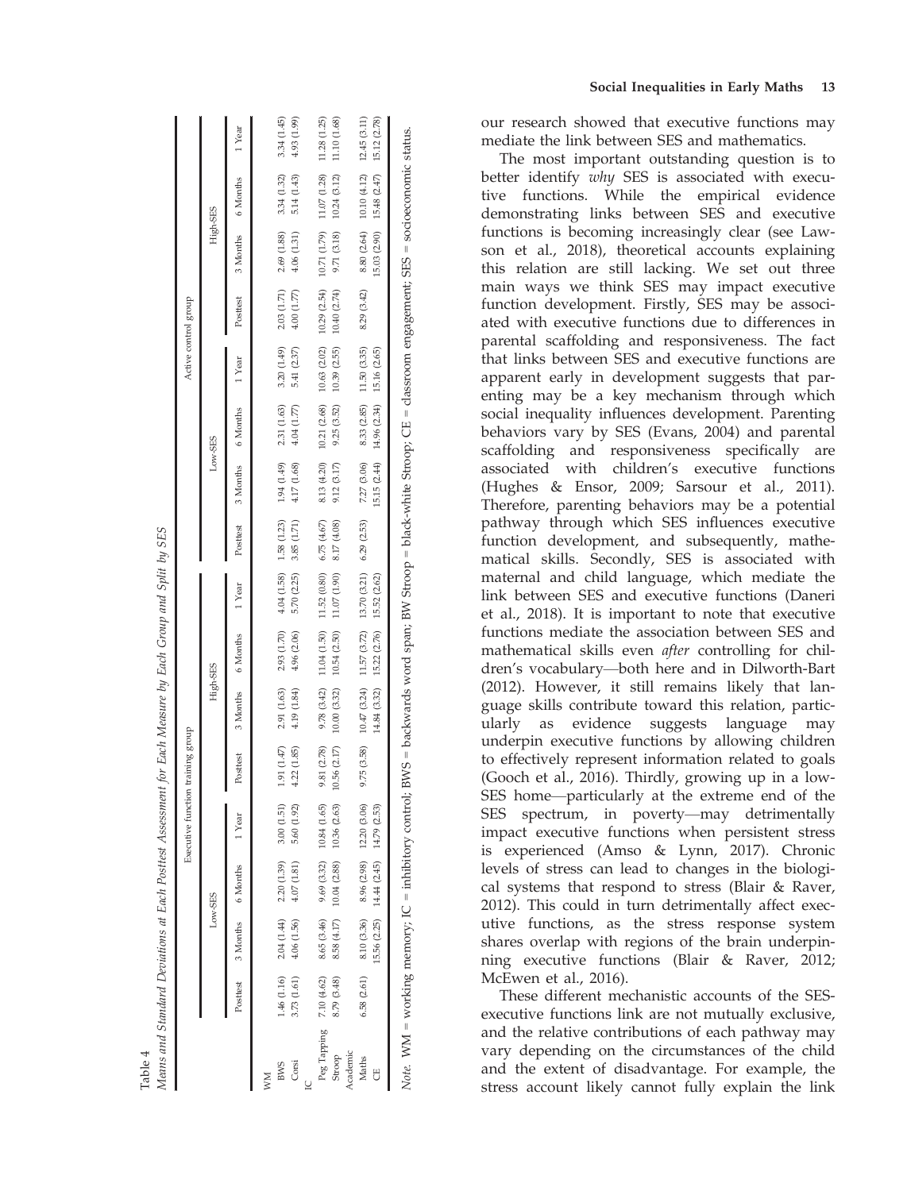Table 4

*Means and Standard Deviations at Each Posttest Assessment for Each Measure by Each Group and Split by SES*

| | Executive function training group | | | | | | | | Active control group | | | | | | | |
|---|---|---|---|---|---|---|---|---|---|---|---|---|---|---|---|---|
| | Low-SES | | | | High-SES | | | | Low-SES | | | | High-SES | | | |
| | Posttest | 3 Months | 6 Months | 1 Year | Posttest | 3 Months | 6 Months | 1 Year | Posttest | 3 Months | 6 Months | 1 Year | Posttest | 3 Months | 6 Months | 1 Year |
| WM | | | | | | | | | | | | | | | | |
| BWS | 1.46 (1.16) | 2.04 (1.44) | 2.20 (1.39) | 3.00 (1.51) | 1.91 (1.47) | 2.91 (1.63) | 2.93 (1.70) | 4.04 (1.58) | 1.58 (1.23) | 1.94 (1.49) | 2.31 (1.63) | 3.20 (1.49) | 2.03 (1.71) | 2.69 (1.88) | 3.34 (1.32) | 3.34 (1.45) |
| Corsi | 3.73 (1.61) | 4.06 (1.56) | 4.07 (1.81) | 5.60 (1.92) | 4.22 (1.85) | 4.19 (1.84) | 4.96 (2.06) | 5.70 (2.25) | 3.85 (1.71) | 4.17 (1.68) | 4.04 (1.77) | 5.41 (2.37) | 4.00 (1.77) | 4.06 (1.31) | 5.14 (1.43) | 4.93 (1.99) |
| IC | | | | | | | | | | | | | | | | |
| Peg Tapping | 7.10 (4.62) | 8.65 (3.46) | 9.69 (3.32) | 10.84 (1.65) | 9.81 (2.78) | 9.78 (3.42) | 11.04 (1.50) | 11.52 (0.80) | 6.75 (4.67) | 8.13 (4.20) | 10.21 (2.68) | 10.63 (2.02) | 10.29 (2.54) | 10.71 (1.79) | 11.07 (1.28) | 11.28 (1.25) |
| Stroop | 8.79 (3.48) | 8.58 (4.17) | 10.04 (2.88) | 10.36 (2.63) | 10.56 (2.17) | 10.00 (3.32) | 10.54 (2.50) | 11.07 (1.90) | 8.17 (4.08) | 9.12 (3.17) | 9.25 (3.52) | 10.39 (2.55) | 10.40 (2.74) | 9.71 (3.18) | 10.24 (3.12) | 11.10 (1.68) |
| Academic | | | | | | | | | | | | | | | | |
| Maths | 6.58 (2.61) | 8.10 (3.36) | 8.96 (2.98) | 12.20 (3.06) | 9.75 (3.58) | 10.47 (3.24) | 11.57 (3.72) | 13.70 (3.21) | 6.29 (2.53) | 7.27 (3.06) | 8.33 (2.85) | 11.50 (3.35) | 8.29 (3.42) | 8.80 (2.64) | 10.10 (4.12) | 12.45 (3.11) |
| CE | | 15.56 (2.25) | 14.44 (2.45) | 14.79 (2.53) | | 14.84 (3.32) | 15.22 (2.76) | 15.52 (2.62) | | 15.15 (2.44) | 14.96 (2.34) | 15.16 (2.65) | | 15.03 (2.90) | 15.48 (2.47) | 15.12 (2.78) |

*Note.* WM = working memory; IC = inhibitory control; BWS = backwards word span; BW Stroop = black-white Stroop; CE = classroom engagement; SES = socioeconomic status.

our research showed that executive functions may mediate the link between SES and mathematics.

The most important outstanding question is to better identify *why* SES is associated with executive functions. While the empirical evidence demonstrating links between SES and executive functions is becoming increasingly clear (see Lawson et al., 2018), theoretical accounts explaining this relation are still lacking. We set out three main ways we think SES may impact executive function development. Firstly, SES may be associated with executive functions due to differences in parental scaffolding and responsiveness. The fact that links between SES and executive functions are apparent early in development suggests that parenting may be a key mechanism through which social inequality influences development. Parenting behaviors vary by SES (Evans, 2004) and parental scaffolding and responsiveness specifically are associated with children's executive functions (Hughes & Ensor, 2009; Sarsour et al., 2011). Therefore, parenting behaviors may be a potential pathway through which SES influences executive function development, and subsequently, mathematical skills. Secondly, SES is associated with maternal and child language, which mediate the link between SES and executive functions (Daneri et al., 2018). It is important to note that executive functions mediate the association between SES and mathematical skills even *after* controlling for children's vocabulary—both here and in Dilworth-Bart (2012). However, it still remains likely that language skills contribute toward this relation, particularly as evidence suggests language may underpin executive functions by allowing children to effectively represent information related to goals (Gooch et al., 2016). Thirdly, growing up in a low-SES home—particularly at the extreme end of the SES spectrum, in poverty—may detrimentally impact executive functions when persistent stress is experienced (Amso & Lynn, 2017). Chronic levels of stress can lead to changes in the biological systems that respond to stress (Blair & Raver, 2012). This could in turn detrimentally affect executive functions, as the stress response system shares overlap with regions of the brain underpinning executive functions (Blair & Raver, 2012; McEwen et al., 2016).

These different mechanistic accounts of the SES-executive functions link are not mutually exclusive, and the relative contributions of each pathway may vary depending on the circumstances of the child and the extent of disadvantage. For example, the stress account likely cannot fully explain the link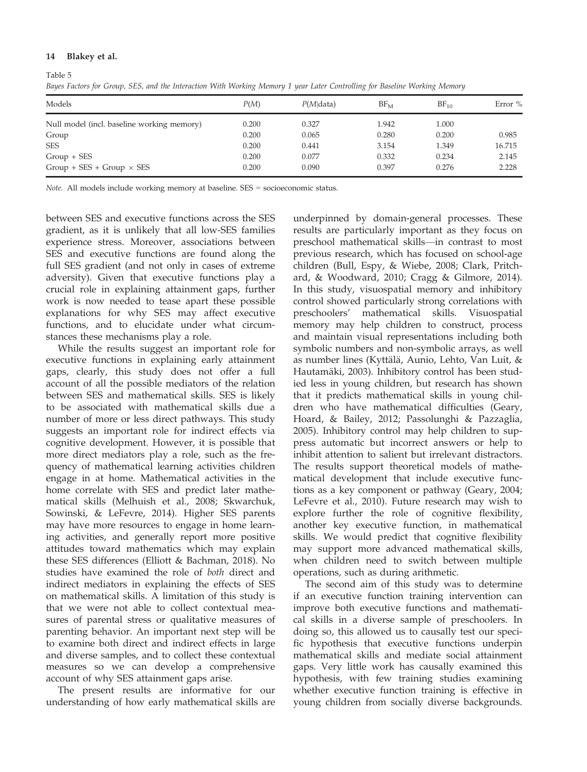Table 5

*Bayes Factors for Group, SES, and the Interaction With Working Memory 1 year Later Controlling for Baseline Working Memory*

| Models | $P(M)$ | $P(M\|\text{data})$ | $BF_M$ | $BF_{10}$ | Error % |
|---|---|---|---|---|---|
| Null model (incl. baseline working memory) | 0.200 | 0.327 | 1.942 | 1.000 | |
| Group | 0.200 | 0.065 | 0.280 | 0.200 | 0.985 |
| SES | 0.200 | 0.441 | 3.154 | 1.349 | 16.715 |
| Group + SES | 0.200 | 0.077 | 0.332 | 0.234 | 2.145 |
| Group + SES + Group × SES | 0.200 | 0.090 | 0.397 | 0.276 | 2.228 |

*Note.* All models include working memory at baseline. SES = socioeconomic status.

between SES and executive functions across the SES gradient, as it is unlikely that all low-SES families experience stress. Moreover, associations between SES and executive functions are found along the full SES gradient (and not only in cases of extreme adversity). Given that executive functions play a crucial role in explaining attainment gaps, further work is now needed to tease apart these possible explanations for why SES may affect executive functions, and to elucidate under what circumstances these mechanisms play a role.

While the results suggest an important role for executive functions in explaining early attainment gaps, clearly, this study does not offer a full account of all the possible mediators of the relation between SES and mathematical skills. SES is likely to be associated with mathematical skills due a number of more or less direct pathways. This study suggests an important role for indirect effects via cognitive development. However, it is possible that more direct mediators play a role, such as the frequency of mathematical learning activities children engage in at home. Mathematical activities in the home correlate with SES and predict later mathematical skills (Melhuish et al., 2008; Skwarchuk, Sowinski, & LeFevre, 2014). Higher SES parents may have more resources to engage in home learning activities, and generally report more positive attitudes toward mathematics which may explain these SES differences (Elliott & Bachman, 2018). No studies have examined the role of *both* direct and indirect mediators in explaining the effects of SES on mathematical skills. A limitation of this study is that we were not able to collect contextual measures of parental stress or qualitative measures of parenting behavior. An important next step will be to examine both direct and indirect effects in large and diverse samples, and to collect these contextual measures so we can develop a comprehensive account of why SES attainment gaps arise.

The present results are informative for our understanding of how early mathematical skills are underpinned by domain-general processes. These results are particularly important as they focus on preschool mathematical skills—in contrast to most previous research, which has focused on school-age children (Bull, Espy, & Wiebe, 2008; Clark, Pritchard, & Woodward, 2010; Cragg & Gilmore, 2014). In this study, visuospatial memory and inhibitory control showed particularly strong correlations with preschoolers' mathematical skills. Visuospatial memory may help children to construct, process and maintain visual representations including both symbolic numbers and non-symbolic arrays, as well as number lines (Kyttälä, Aunio, Lehto, Van Luit, & Hautamäki, 2003). Inhibitory control has been studied less in young children, but research has shown that it predicts mathematical skills in young children who have mathematical difficulties (Geary, Hoard, & Bailey, 2012; Passolunghi & Pazzaglia, 2005). Inhibitory control may help children to suppress automatic but incorrect answers or help to inhibit attention to salient but irrelevant distractors. The results support theoretical models of mathematical development that include executive functions as a key component or pathway (Geary, 2004; LeFevre et al., 2010). Future research may wish to explore further the role of cognitive flexibility, another key executive function, in mathematical skills. We would predict that cognitive flexibility may support more advanced mathematical skills, when children need to switch between multiple operations, such as during arithmetic.

The second aim of this study was to determine if an executive function training intervention can improve both executive functions and mathematical skills in a diverse sample of preschoolers. In doing so, this allowed us to causally test our specific hypothesis that executive functions underpin mathematical skills and mediate social attainment gaps. Very little work has causally examined this hypothesis, with few training studies examining whether executive function training is effective in young children from socially diverse backgrounds.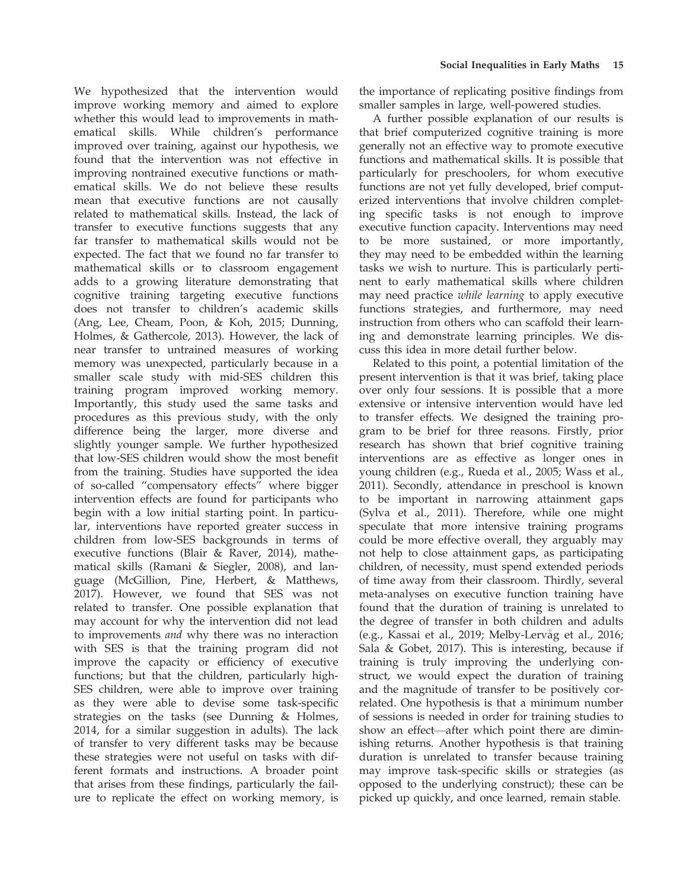We hypothesized that the intervention would improve working memory and aimed to explore whether this would lead to improvements in mathematical skills. While children's performance improved over training, against our hypothesis, we found that the intervention was not effective in improving nontrained executive functions or mathematical skills. We do not believe these results mean that executive functions are not causally related to mathematical skills. Instead, the lack of transfer to executive functions suggests that any far transfer to mathematical skills would not be expected. The fact that we found no far transfer to mathematical skills or to classroom engagement adds to a growing literature demonstrating that cognitive training targeting executive functions does not transfer to children's academic skills (Ang, Lee, Cheam, Poon, & Koh, 2015; Dunning, Holmes, & Gathercole, 2013). However, the lack of near transfer to untrained measures of working memory was unexpected, particularly because in a smaller scale study with mid-SES children this training program improved working memory. Importantly, this study used the same tasks and procedures as this previous study, with the only difference being the larger, more diverse and slightly younger sample. We further hypothesized that low-SES children would show the most benefit from the training. Studies have supported the idea of so-called "compensatory effects" where bigger intervention effects are found for participants who begin with a low initial starting point. In particular, interventions have reported greater success in children from low-SES backgrounds in terms of executive functions (Blair & Raver, 2014), mathematical skills (Ramani & Siegler, 2008), and language (McGillion, Pine, Herbert, & Matthews, 2017). However, we found that SES was not related to transfer. One possible explanation that may account for why the intervention did not lead to improvements *and* why there was no interaction with SES is that the training program did not improve the capacity or efficiency of executive functions; but that the children, particularly high-SES children, were able to improve over training as they were able to devise some task-specific strategies on the tasks (see Dunning & Holmes, 2014, for a similar suggestion in adults). The lack of transfer to very different tasks may be because these strategies were not useful on tasks with different formats and instructions. A broader point that arises from these findings, particularly the failure to replicate the effect on working memory, is the importance of replicating positive findings from smaller samples in large, well-powered studies.

A further possible explanation of our results is that brief computerized cognitive training is more generally not an effective way to promote executive functions and mathematical skills. It is possible that particularly for preschoolers, for whom executive functions are not yet fully developed, brief computerized interventions that involve children completing specific tasks is not enough to improve executive function capacity. Interventions may need to be more sustained, or more importantly, they may need to be embedded within the learning tasks we wish to nurture. This is particularly pertinent to early mathematical skills where children may need practice *while learning* to apply executive functions strategies, and furthermore, may need instruction from others who can scaffold their learning and demonstrate learning principles. We discuss this idea in more detail further below.

Related to this point, a potential limitation of the present intervention is that it was brief, taking place over only four sessions. It is possible that a more extensive or intensive intervention would have led to transfer effects. We designed the training program to be brief for three reasons. Firstly, prior research has shown that brief cognitive training interventions are as effective as longer ones in young children (e.g., Rueda et al., 2005; Wass et al., 2011). Secondly, attendance in preschool is known to be important in narrowing attainment gaps (Sylva et al., 2011). Therefore, while one might speculate that more intensive training programs could be more effective overall, they arguably may not help to close attainment gaps, as participating children, of necessity, must spend extended periods of time away from their classroom. Thirdly, several meta-analyses on executive function training have found that the duration of training is unrelated to the degree of transfer in both children and adults (e.g., Kassai et al., 2019; Melby-Lervåg et al., 2016; Sala & Gobet, 2017). This is interesting, because if training is truly improving the underlying construct, we would expect the duration of training and the magnitude of transfer to be positively correlated. One hypothesis is that a minimum number of sessions is needed in order for training studies to show an effect—after which point there are diminishing returns. Another hypothesis is that training duration is unrelated to transfer because training may improve task-specific skills or strategies (as opposed to the underlying construct); these can be picked up quickly, and once learned, remain stable.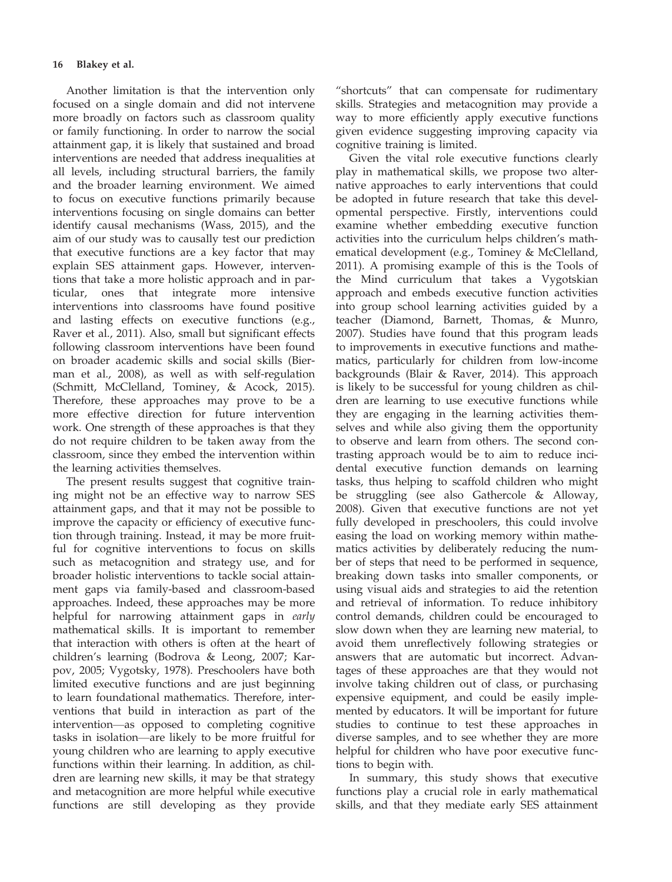Another limitation is that the intervention only focused on a single domain and did not intervene more broadly on factors such as classroom quality or family functioning. In order to narrow the social attainment gap, it is likely that sustained and broad interventions are needed that address inequalities at all levels, including structural barriers, the family and the broader learning environment. We aimed to focus on executive functions primarily because interventions focusing on single domains can better identify causal mechanisms (Wass, 2015), and the aim of our study was to causally test our prediction that executive functions are a key factor that may explain SES attainment gaps. However, interventions that take a more holistic approach and in particular, ones that integrate more intensive interventions into classrooms have found positive and lasting effects on executive functions (e.g., Raver et al., 2011). Also, small but significant effects following classroom interventions have been found on broader academic skills and social skills (Bierman et al., 2008), as well as with self-regulation (Schmitt, McClelland, Tominey, & Acock, 2015). Therefore, these approaches may prove to be a more effective direction for future intervention work. One strength of these approaches is that they do not require children to be taken away from the classroom, since they embed the intervention within the learning activities themselves.

The present results suggest that cognitive training might not be an effective way to narrow SES attainment gaps, and that it may not be possible to improve the capacity or efficiency of executive function through training. Instead, it may be more fruitful for cognitive interventions to focus on skills such as metacognition and strategy use, and for broader holistic interventions to tackle social attainment gaps via family-based and classroom-based approaches. Indeed, these approaches may be more helpful for narrowing attainment gaps in *early* mathematical skills. It is important to remember that interaction with others is often at the heart of children's learning (Bodrova & Leong, 2007; Karpov, 2005; Vygotsky, 1978). Preschoolers have both limited executive functions and are just beginning to learn foundational mathematics. Therefore, interventions that build in interaction as part of the intervention—as opposed to completing cognitive tasks in isolation—are likely to be more fruitful for young children who are learning to apply executive functions within their learning. In addition, as children are learning new skills, it may be that strategy and metacognition are more helpful while executive functions are still developing as they provide "shortcuts" that can compensate for rudimentary skills. Strategies and metacognition may provide a way to more efficiently apply executive functions given evidence suggesting improving capacity via cognitive training is limited.

Given the vital role executive functions clearly play in mathematical skills, we propose two alternative approaches to early interventions that could be adopted in future research that take this developmental perspective. Firstly, interventions could examine whether embedding executive function activities into the curriculum helps children's mathematical development (e.g., Tominey & McClelland, 2011). A promising example of this is the Tools of the Mind curriculum that takes a Vygotskian approach and embeds executive function activities into group school learning activities guided by a teacher (Diamond, Barnett, Thomas, & Munro, 2007). Studies have found that this program leads to improvements in executive functions and mathematics, particularly for children from low-income backgrounds (Blair & Raver, 2014). This approach is likely to be successful for young children as children are learning to use executive functions while they are engaging in the learning activities themselves and while also giving them the opportunity to observe and learn from others. The second contrasting approach would be to aim to reduce incidental executive function demands on learning tasks, thus helping to scaffold children who might be struggling (see also Gathercole & Alloway, 2008). Given that executive functions are not yet fully developed in preschoolers, this could involve easing the load on working memory within mathematics activities by deliberately reducing the number of steps that need to be performed in sequence, breaking down tasks into smaller components, or using visual aids and strategies to aid the retention and retrieval of information. To reduce inhibitory control demands, children could be encouraged to slow down when they are learning new material, to avoid them unreflectively following strategies or answers that are automatic but incorrect. Advantages of these approaches are that they would not involve taking children out of class, or purchasing expensive equipment, and could be easily implemented by educators. It will be important for future studies to continue to test these approaches in diverse samples, and to see whether they are more helpful for children who have poor executive functions to begin with.

In summary, this study shows that executive functions play a crucial role in early mathematical skills, and that they mediate early SES attainment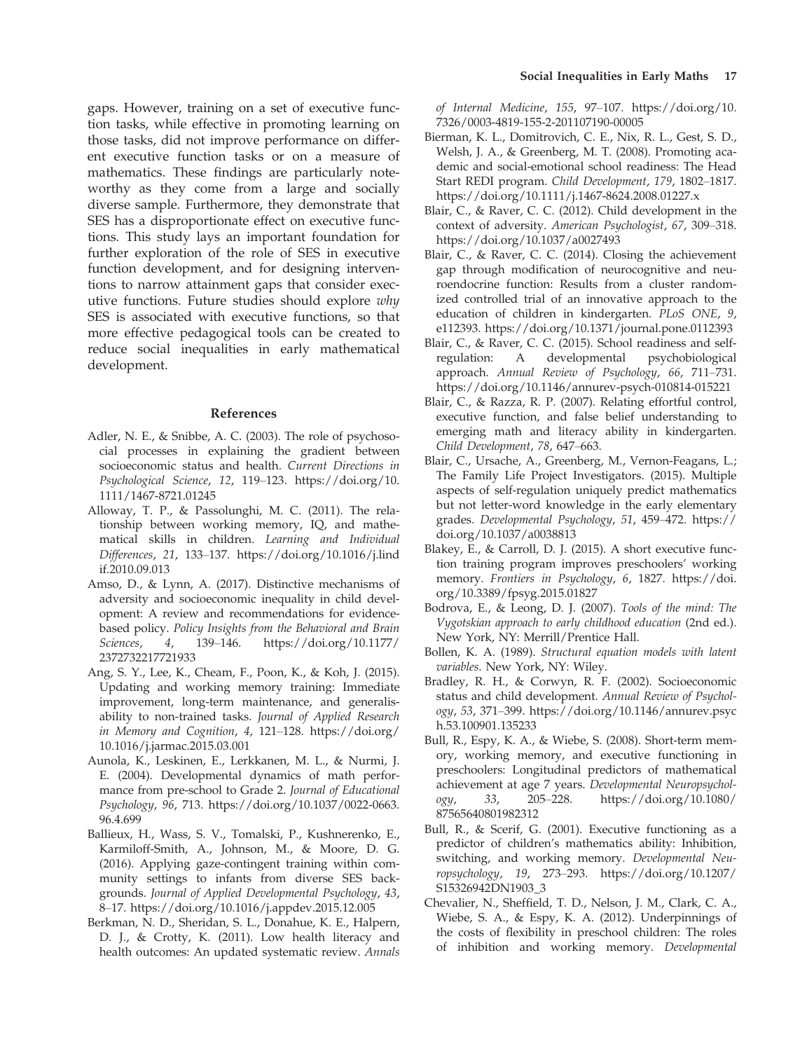gaps. However, training on a set of executive function tasks, while effective in promoting learning on those tasks, did not improve performance on different executive function tasks or on a measure of mathematics. These findings are particularly noteworthy as they come from a large and socially diverse sample. Furthermore, they demonstrate that SES has a disproportionate effect on executive functions. This study lays an important foundation for further exploration of the role of SES in executive function development, and for designing interventions to narrow attainment gaps that consider executive functions. Future studies should explore *why* SES is associated with executive functions, so that more effective pedagogical tools can be created to reduce social inequalities in early mathematical development.

## References

Adler, N. E., & Snibbe, A. C. (2003). The role of psychosocial processes in explaining the gradient between socioeconomic status and health. *Current Directions in Psychological Science*, *12*, 119–123. https://doi.org/10.1111/1467-8721.01245

Alloway, T. P., & Passolunghi, M. C. (2011). The relationship between working memory, IQ, and mathematical skills in children. *Learning and Individual Differences*, *21*, 133–137. https://doi.org/10.1016/j.lindif.2010.09.013

Amso, D., & Lynn, A. (2017). Distinctive mechanisms of adversity and socioeconomic inequality in child development: A review and recommendations for evidence-based policy. *Policy Insights from the Behavioral and Brain Sciences*, *4*, 139–146. https://doi.org/10.1177/2372732217721933

Ang, S. Y., Lee, K., Cheam, F., Poon, K., & Koh, J. (2015). Updating and working memory training: Immediate improvement, long-term maintenance, and generalisability to non-trained tasks. *Journal of Applied Research in Memory and Cognition*, *4*, 121–128. https://doi.org/10.1016/j.jarmac.2015.03.001

Aunola, K., Leskinen, E., Lerkkanen, M. L., & Nurmi, J. E. (2004). Developmental dynamics of math performance from pre-school to Grade 2. *Journal of Educational Psychology*, *96*, 713. https://doi.org/10.1037/0022-0663.96.4.699

Ballieux, H., Wass, S. V., Tomalski, P., Kushnerenko, E., Karmiloff-Smith, A., Johnson, M., & Moore, D. G. (2016). Applying gaze-contingent training within community settings to infants from diverse SES backgrounds. *Journal of Applied Developmental Psychology*, *43*, 8–17. https://doi.org/10.1016/j.appdev.2015.12.005

Berkman, N. D., Sheridan, S. L., Donahue, K. E., Halpern, D. J., & Crotty, K. (2011). Low health literacy and health outcomes: An updated systematic review. *Annals of Internal Medicine*, *155*, 97–107. https://doi.org/10.7326/0003-4819-155-2-201107190-00005

Bierman, K. L., Domitrovich, C. E., Nix, R. L., Gest, S. D., Welsh, J. A., & Greenberg, M. T. (2008). Promoting academic and social-emotional school readiness: The Head Start REDI program. *Child Development*, *179*, 1802–1817. https://doi.org/10.1111/j.1467-8624.2008.01227.x

Blair, C., & Raver, C. C. (2012). Child development in the context of adversity. *American Psychologist*, *67*, 309–318. https://doi.org/10.1037/a0027493

Blair, C., & Raver, C. C. (2014). Closing the achievement gap through modification of neurocognitive and neuroendocrine function: Results from a cluster randomized controlled trial of an innovative approach to the education of children in kindergarten. *PLoS ONE*, *9*, e112393. https://doi.org/10.1371/journal.pone.0112393

Blair, C., & Raver, C. C. (2015). School readiness and self-regulation: A developmental psychobiological approach. *Annual Review of Psychology*, *66*, 711–731. https://doi.org/10.1146/annurev-psych-010814-015221

Blair, C., & Razza, R. P. (2007). Relating effortful control, executive function, and false belief understanding to emerging math and literacy ability in kindergarten. *Child Development*, *78*, 647–663.

Blair, C., Ursache, A., Greenberg, M., Vernon-Feagans, L.; The Family Life Project Investigators. (2015). Multiple aspects of self-regulation uniquely predict mathematics but not letter-word knowledge in the early elementary grades. *Developmental Psychology*, *51*, 459–472. https://doi.org/10.1037/a0038813

Blakey, E., & Carroll, D. J. (2015). A short executive function training program improves preschoolers' working memory. *Frontiers in Psychology*, *6*, 1827. https://doi.org/10.3389/fpsyg.2015.01827

Bodrova, E., & Leong, D. J. (2007). *Tools of the mind: The Vygotskian approach to early childhood education* (2nd ed.). New York, NY: Merrill/Prentice Hall.

Bollen, K. A. (1989). *Structural equation models with latent variables*. New York, NY: Wiley.

Bradley, R. H., & Corwyn, R. F. (2002). Socioeconomic status and child development. *Annual Review of Psychology*, *53*, 371–399. https://doi.org/10.1146/annurev.psych.53.100901.135233

Bull, R., Espy, K. A., & Wiebe, S. (2008). Short-term memory, working memory, and executive functioning in preschoolers: Longitudinal predictors of mathematical achievement at age 7 years. *Developmental Neuropsychology*, *33*, 205–228. https://doi.org/10.1080/87565640801982312

Bull, R., & Scerif, G. (2001). Executive functioning as a predictor of children's mathematics ability: Inhibition, switching, and working memory. *Developmental Neuropsychology*, *19*, 273–293. https://doi.org/10.1207/S15326942DN1903_3

Chevalier, N., Sheffield, T. D., Nelson, J. M., Clark, C. A., Wiebe, S. A., & Espy, K. A. (2012). Underpinnings of the costs of flexibility in preschool children: The roles of inhibition and working memory. *Developmental*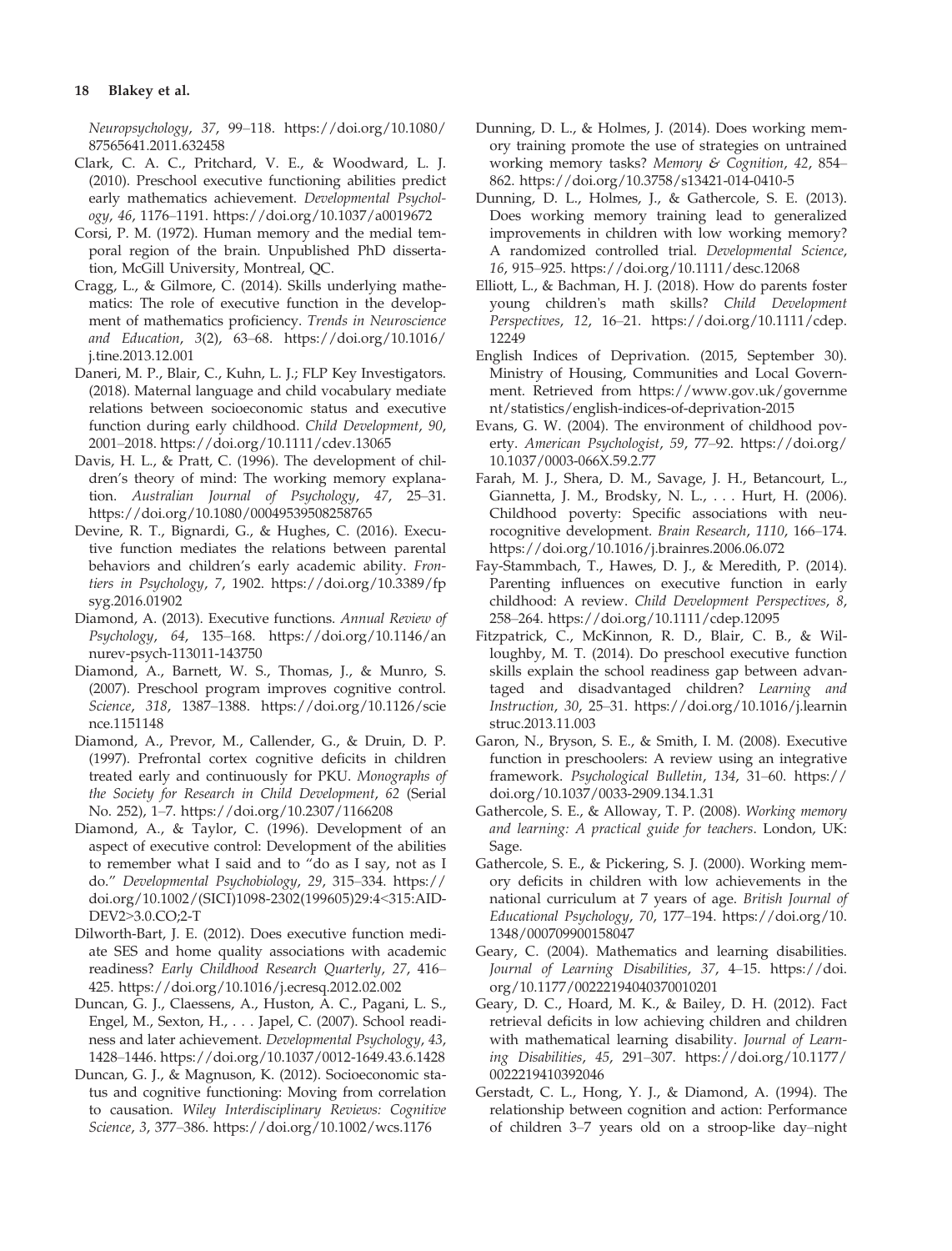*Neuropsychology*, *37*, 99–118. https://doi.org/10.1080/87565641.2011.632458

Clark, C. A. C., Pritchard, V. E., & Woodward, L. J. (2010). Preschool executive functioning abilities predict early mathematics achievement. *Developmental Psychology*, *46*, 1176–1191. https://doi.org/10.1037/a0019672

Corsi, P. M. (1972). Human memory and the medial temporal region of the brain. Unpublished PhD dissertation, McGill University, Montreal, QC.

Cragg, L., & Gilmore, C. (2014). Skills underlying mathematics: The role of executive function in the development of mathematics proficiency. *Trends in Neuroscience and Education*, *3*(2), 63–68. https://doi.org/10.1016/j.tine.2013.12.001

Daneri, M. P., Blair, C., Kuhn, L. J.; FLP Key Investigators. (2018). Maternal language and child vocabulary mediate relations between socioeconomic status and executive function during early childhood. *Child Development*, *90*, 2001–2018. https://doi.org/10.1111/cdev.13065

Davis, H. L., & Pratt, C. (1996). The development of children's theory of mind: The working memory explanation. *Australian Journal of Psychology*, *47*, 25–31. https://doi.org/10.1080/00049539508258765

Devine, R. T., Bignardi, G., & Hughes, C. (2016). Executive function mediates the relations between parental behaviors and children's early academic ability. *Frontiers in Psychology*, *7*, 1902. https://doi.org/10.3389/fpsyg.2016.01902

Diamond, A. (2013). Executive functions. *Annual Review of Psychology*, *64*, 135–168. https://doi.org/10.1146/annurev-psych-113011-143750

Diamond, A., Barnett, W. S., Thomas, J., & Munro, S. (2007). Preschool program improves cognitive control. *Science*, *318*, 1387–1388. https://doi.org/10.1126/science.1151148

Diamond, A., Prevor, M., Callender, G., & Druin, D. P. (1997). Prefrontal cortex cognitive deficits in children treated early and continuously for PKU. *Monographs of the Society for Research in Child Development*, *62* (Serial No. 252), 1–7. https://doi.org/10.2307/1166208

Diamond, A., & Taylor, C. (1996). Development of an aspect of executive control: Development of the abilities to remember what I said and to "do as I say, not as I do." *Developmental Psychobiology*, *29*, 315–334. https://doi.org/10.1002/(SICI)1098-2302(199605)29:4<315:AID-DEV2>3.0.CO;2-T

Dilworth-Bart, J. E. (2012). Does executive function mediate SES and home quality associations with academic readiness? *Early Childhood Research Quarterly*, *27*, 416–425. https://doi.org/10.1016/j.ecresq.2012.02.002

Duncan, G. J., Claessens, A., Huston, A. C., Pagani, L. S., Engel, M., Sexton, H., . . . Japel, C. (2007). School readiness and later achievement. *Developmental Psychology*, *43*, 1428–1446. https://doi.org/10.1037/0012-1649.43.6.1428

Duncan, G. J., & Magnuson, K. (2012). Socioeconomic status and cognitive functioning: Moving from correlation to causation. *Wiley Interdisciplinary Reviews: Cognitive Science*, *3*, 377–386. https://doi.org/10.1002/wcs.1176

Dunning, D. L., & Holmes, J. (2014). Does working memory training promote the use of strategies on untrained working memory tasks? *Memory & Cognition*, *42*, 854–862. https://doi.org/10.3758/s13421-014-0410-5

Dunning, D. L., Holmes, J., & Gathercole, S. E. (2013). Does working memory training lead to generalized improvements in children with low working memory? A randomized controlled trial. *Developmental Science*, *16*, 915–925. https://doi.org/10.1111/desc.12068

Elliott, L., & Bachman, H. J. (2018). How do parents foster young children's math skills? *Child Development Perspectives*, *12*, 16–21. https://doi.org/10.1111/cdep.12249

English Indices of Deprivation. (2015, September 30). Ministry of Housing, Communities and Local Government. Retrieved from https://www.gov.uk/government/statistics/english-indices-of-deprivation-2015

Evans, G. W. (2004). The environment of childhood poverty. *American Psychologist*, *59*, 77–92. https://doi.org/10.1037/0003-066X.59.2.77

Farah, M. J., Shera, D. M., Savage, J. H., Betancourt, L., Giannetta, J. M., Brodsky, N. L., . . . Hurt, H. (2006). Childhood poverty: Specific associations with neurocognitive development. *Brain Research*, *1110*, 166–174. https://doi.org/10.1016/j.brainres.2006.06.072

Fay-Stammbach, T., Hawes, D. J., & Meredith, P. (2014). Parenting influences on executive function in early childhood: A review. *Child Development Perspectives*, *8*, 258–264. https://doi.org/10.1111/cdep.12095

Fitzpatrick, C., McKinnon, R. D., Blair, C. B., & Willoughby, M. T. (2014). Do preschool executive function skills explain the school readiness gap between advantaged and disadvantaged children? *Learning and Instruction*, *30*, 25–31. https://doi.org/10.1016/j.learninstruc.2013.11.003

Garon, N., Bryson, S. E., & Smith, I. M. (2008). Executive function in preschoolers: A review using an integrative framework. *Psychological Bulletin*, *134*, 31–60. https://doi.org/10.1037/0033-2909.134.1.31

Gathercole, S. E., & Alloway, T. P. (2008). *Working memory and learning: A practical guide for teachers*. London, UK: Sage.

Gathercole, S. E., & Pickering, S. J. (2000). Working memory deficits in children with low achievements in the national curriculum at 7 years of age. *British Journal of Educational Psychology*, *70*, 177–194. https://doi.org/10.1348/000709900158047

Geary, C. (2004). Mathematics and learning disabilities. *Journal of Learning Disabilities*, *37*, 4–15. https://doi.org/10.1177/00222194040370010201

Geary, D. C., Hoard, M. K., & Bailey, D. H. (2012). Fact retrieval deficits in low achieving children and children with mathematical learning disability. *Journal of Learning Disabilities*, *45*, 291–307. https://doi.org/10.1177/0022219410392046

Gerstadt, C. L., Hong, Y. J., & Diamond, A. (1994). The relationship between cognition and action: Performance of children 3–7 years old on a stroop-like day–night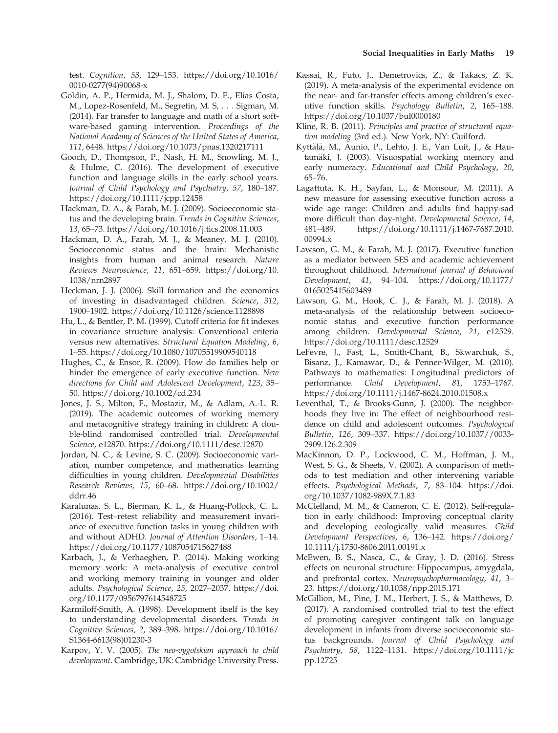test. *Cognition*, *53*, 129–153. https://doi.org/10.1016/0010-0277(94)90068-x

Goldin, A. P., Hermida, M. J., Shalom, D. E., Elias Costa, M., Lopez-Rosenfeld, M., Segretin, M. S, . . . Sigman, M. (2014). Far transfer to language and math of a short software-based gaming intervention. *Proceedings of the National Academy of Sciences of the United States of America*, *111*, 6448. https://doi.org/10.1073/pnas.1320217111

Gooch, D., Thompson, P., Nash, H. M., Snowling, M. J., & Hulme, C. (2016). The development of executive function and language skills in the early school years. *Journal of Child Psychology and Psychiatry*, *57*, 180–187. https://doi.org/10.1111/jcpp.12458

Hackman, D. A., & Farah, M. J. (2009). Socioeconomic status and the developing brain. *Trends in Cognitive Sciences*, *13*, 65–73. https://doi.org/10.1016/j.tics.2008.11.003

Hackman, D. A., Farah, M. J., & Meaney, M. J. (2010). Socioeconomic status and the brain: Mechanistic insights from human and animal research. *Nature Reviews Neuroscience*, *11*, 651–659. https://doi.org/10.1038/nrn2897

Heckman, J. J. (2006). Skill formation and the economics of investing in disadvantaged children. *Science*, *312*, 1900–1902. https://doi.org/10.1126/science.1128898

Hu, L., & Bentler, P. M. (1999). Cutoff criteria for fit indexes in covariance structure analysis: Conventional criteria versus new alternatives. *Structural Equation Modeling*, *6*, 1–55. https://doi.org/10.1080/10705519909540118

Hughes, C., & Ensor, R. (2009). How do families help or hinder the emergence of early executive function. *New directions for Child and Adolescent Development*, *123*, 35–50. https://doi.org/10.1002/cd.234

Jones, J. S., Milton, F., Mostazir, M., & Adlam, A.-L. R. (2019). The academic outcomes of working memory and metacognitive strategy training in children: A double-blind randomised controlled trial. *Developmental Science*, e12870. https://doi.org/10.1111/desc.12870

Jordan, N. C., & Levine, S. C. (2009). Socioeconomic variation, number competence, and mathematics learning difficulties in young children. *Developmental Disabilities Research Reviews*, *15*, 60–68. https://doi.org/10.1002/ddrr.46

Karalunas, S. L., Bierman, K. L., & Huang-Pollock, C. L. (2016). Test–retest reliability and measurement invariance of executive function tasks in young children with and without ADHD. *Journal of Attention Disorders*, 1–14. https://doi.org/10.1177/1087054715627488

Karbach, J., & Verhaeghen, P. (2014). Making working memory work: A meta-analysis of executive control and working memory training in younger and older adults. *Psychological Science*, *25*, 2027–2037. https://doi.org/10.1177/0956797614548725

Karmiloff-Smith, A. (1998). Development itself is the key to understanding developmental disorders. *Trends in Cognitive Sciences*, *2*, 389–398. https://doi.org/10.1016/S1364-6613(98)01230-3

Karpov, Y. V. (2005). *The neo-vygotskian approach to child development*. Cambridge, UK: Cambridge University Press.

Kassai, R., Futo, J., Demetrovics, Z., & Takacs, Z. K. (2019). A meta-analysis of the experimental evidence on the near- and far-transfer effects among children's executive function skills. *Psychology Bulletin*, *2*, 165–188. https://doi.org/10.1037/bul0000180

Kline, R. B. (2011). *Principles and practice of structural equation modeling* (3rd ed.). New York, NY: Guilford.

Kyttälä, M., Aunio, P., Lehto, J. E., Van Luit, J., & Hautamäki, J. (2003). Visuospatial working memory and early numeracy. *Educational and Child Psychology*, *20*, 65–76.

Lagattuta, K. H., Sayfan, L., & Monsour, M. (2011). A new measure for assessing executive function across a wide age range: Children and adults find happy-sad more difficult than day-night. *Developmental Science*, *14*, 481–489. https://doi.org/10.1111/j.1467-7687.2010.00994.x

Lawson, G. M., & Farah, M. J. (2017). Executive function as a mediator between SES and academic achievement throughout childhood. *International Journal of Behavioral Development*, *41*, 94–104. https://doi.org/10.1177/0165025415603489

Lawson, G. M., Hook, C. J., & Farah, M. J. (2018). A meta-analysis of the relationship between socioeconomic status and executive function performance among children. *Developmental Science*, *21*, e12529. https://doi.org/10.1111/desc.12529

LeFevre, J., Fast, L., Smith-Chant, B., Skwarchuk, S., Bisanz, J., Kamawar, D., & Penner-Wilger, M. (2010). Pathways to mathematics: Longitudinal predictors of performance. *Child Development*, *81*, 1753–1767. https://doi.org/10.1111/j.1467-8624.2010.01508.x

Leventhal, T., & Brooks-Gunn, J. (2000). The neighborhoods they live in: The effect of neighbourhood residence on child and adolescent outcomes. *Psychological Bulletin*, *126*, 309–337. https://doi.org/10.1037//0033-2909.126.2.309

MacKinnon, D. P., Lockwood, C. M., Hoffman, J. M., West, S. G., & Sheets, V. (2002). A comparison of methods to test mediation and other intervening variable effects. *Psychological Methods*, *7*, 83–104. https://doi.org/10.1037/1082-989X.7.1.83

McClelland, M. M., & Cameron, C. E. (2012). Self-regulation in early childhood: Improving conceptual clarity and developing ecologically valid measures. *Child Development Perspectives*, *6*, 136–142. https://doi.org/10.1111/j.1750-8606.2011.00191.x

McEwen, B. S., Nasca, C., & Gray, J. D. (2016). Stress effects on neuronal structure: Hippocampus, amygdala, and prefrontal cortex. *Neuropsychopharmacology*, *41*, 3–23. https://doi.org/10.1038/npp.2015.171

McGillion, M., Pine, J. M., Herbert, J. S., & Matthews, D. (2017). A randomised controlled trial to test the effect of promoting caregiver contingent talk on language development in infants from diverse socioeconomic status backgrounds. *Journal of Child Psychology and Psychiatry*, *58*, 1122–1131. https://doi.org/10.1111/jcpp.12725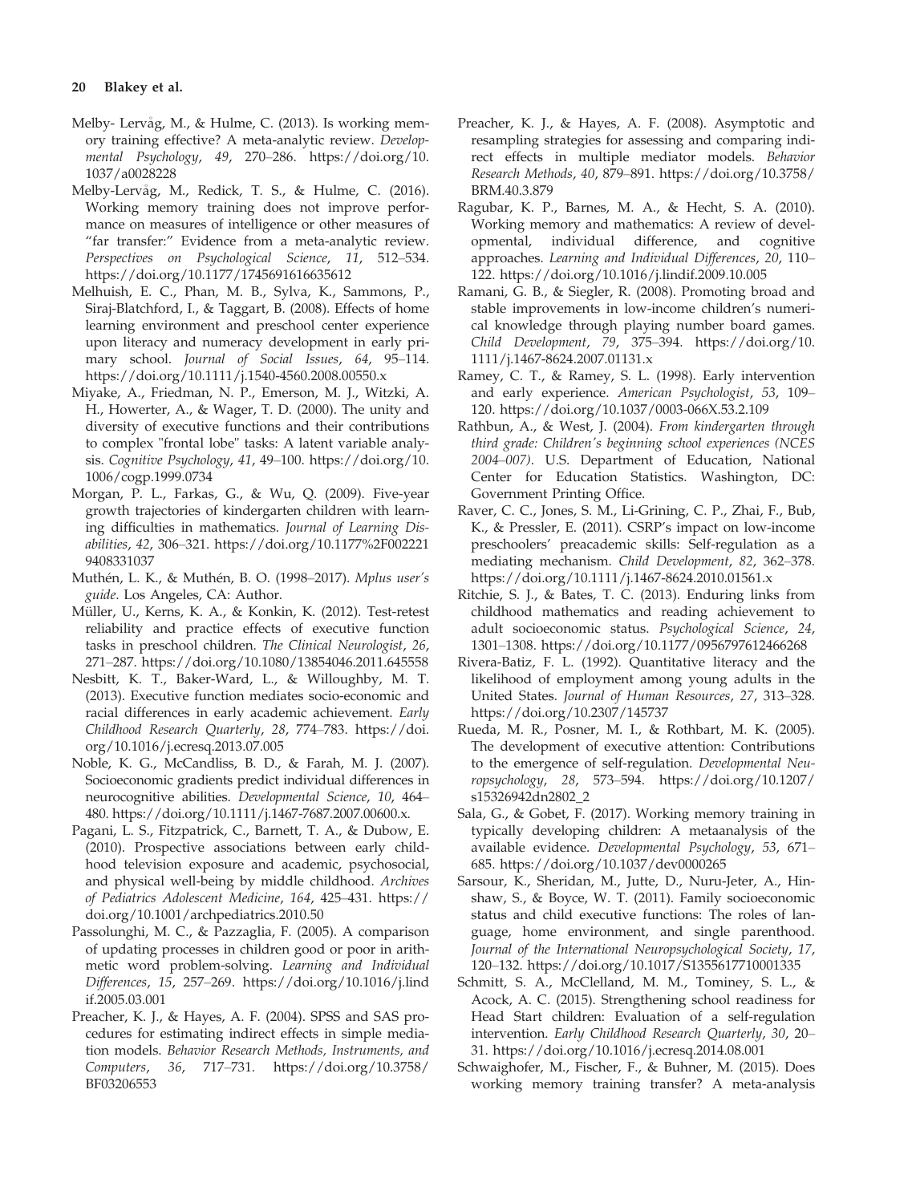Melby- Lervåg, M., & Hulme, C. (2013). Is working memory training effective? A meta-analytic review. *Developmental Psychology*, *49*, 270–286. https://doi.org/10.1037/a0028228

Melby-Lervåg, M., Redick, T. S., & Hulme, C. (2016). Working memory training does not improve performance on measures of intelligence or other measures of "far transfer:" Evidence from a meta-analytic review. *Perspectives on Psychological Science*, *11*, 512–534. https://doi.org/10.1177/1745691616635612

Melhuish, E. C., Phan, M. B., Sylva, K., Sammons, P., Siraj-Blatchford, I., & Taggart, B. (2008). Effects of home learning environment and preschool center experience upon literacy and numeracy development in early primary school. *Journal of Social Issues*, *64*, 95–114. https://doi.org/10.1111/j.1540-4560.2008.00550.x

Miyake, A., Friedman, N. P., Emerson, M. J., Witzki, A. H., Howerter, A., & Wager, T. D. (2000). The unity and diversity of executive functions and their contributions to complex "frontal lobe" tasks: A latent variable analysis. *Cognitive Psychology*, *41*, 49–100. https://doi.org/10.1006/cogp.1999.0734

Morgan, P. L., Farkas, G., & Wu, Q. (2009). Five-year growth trajectories of kindergarten children with learning difficulties in mathematics. *Journal of Learning Disabilities*, *42*, 306–321. https://doi.org/10.1177%2F0022219408331037

Muthén, L. K., & Muthén, B. O. (1998–2017). *Mplus user's guide*. Los Angeles, CA: Author.

Müller, U., Kerns, K. A., & Konkin, K. (2012). Test-retest reliability and practice effects of executive function tasks in preschool children. *The Clinical Neurologist*, *26*, 271–287. https://doi.org/10.1080/13854046.2011.645558

Nesbitt, K. T., Baker-Ward, L., & Willoughby, M. T. (2013). Executive function mediates socio-economic and racial differences in early academic achievement. *Early Childhood Research Quarterly*, *28*, 774–783. https://doi.org/10.1016/j.ecresq.2013.07.005

Noble, K. G., McCandliss, B. D., & Farah, M. J. (2007). Socioeconomic gradients predict individual differences in neurocognitive abilities. *Developmental Science*, *10*, 464–480. https://doi.org/10.1111/j.1467-7687.2007.00600.x.

Pagani, L. S., Fitzpatrick, C., Barnett, T. A., & Dubow, E. (2010). Prospective associations between early childhood television exposure and academic, psychosocial, and physical well-being by middle childhood. *Archives of Pediatrics Adolescent Medicine*, *164*, 425–431. https://doi.org/10.1001/archpediatrics.2010.50

Passolunghi, M. C., & Pazzaglia, F. (2005). A comparison of updating processes in children good or poor in arithmetic word problem-solving. *Learning and Individual Differences*, *15*, 257–269. https://doi.org/10.1016/j.lindif.2005.03.001

Preacher, K. J., & Hayes, A. F. (2004). SPSS and SAS procedures for estimating indirect effects in simple mediation models. *Behavior Research Methods, Instruments, and Computers*, *36*, 717–731. https://doi.org/10.3758/BF03206553

Preacher, K. J., & Hayes, A. F. (2008). Asymptotic and resampling strategies for assessing and comparing indirect effects in multiple mediator models. *Behavior Research Methods*, *40*, 879–891. https://doi.org/10.3758/BRM.40.3.879

Ragubar, K. P., Barnes, M. A., & Hecht, S. A. (2010). Working memory and mathematics: A review of developmental, individual difference, and cognitive approaches. *Learning and Individual Differences*, *20*, 110–122. https://doi.org/10.1016/j.lindif.2009.10.005

Ramani, G. B., & Siegler, R. (2008). Promoting broad and stable improvements in low-income children's numerical knowledge through playing number board games. *Child Development*, *79*, 375–394. https://doi.org/10.1111/j.1467-8624.2007.01131.x

Ramey, C. T., & Ramey, S. L. (1998). Early intervention and early experience. *American Psychologist*, *53*, 109–120. https://doi.org/10.1037/0003-066X.53.2.109

Rathbun, A., & West, J. (2004). *From kindergarten through third grade: Children's beginning school experiences (NCES 2004–007)*. U.S. Department of Education, National Center for Education Statistics. Washington, DC: Government Printing Office.

Raver, C. C., Jones, S. M., Li-Grining, C. P., Zhai, F., Bub, K., & Pressler, E. (2011). CSRP's impact on low-income preschoolers' preacademic skills: Self-regulation as a mediating mechanism. *Child Development*, *82*, 362–378. https://doi.org/10.1111/j.1467-8624.2010.01561.x

Ritchie, S. J., & Bates, T. C. (2013). Enduring links from childhood mathematics and reading achievement to adult socioeconomic status. *Psychological Science*, *24*, 1301–1308. https://doi.org/10.1177/0956797612466268

Rivera-Batiz, F. L. (1992). Quantitative literacy and the likelihood of employment among young adults in the United States. *Journal of Human Resources*, *27*, 313–328. https://doi.org/10.2307/145737

Rueda, M. R., Posner, M. I., & Rothbart, M. K. (2005). The development of executive attention: Contributions to the emergence of self-regulation. *Developmental Neuropsychology*, *28*, 573–594. https://doi.org/10.1207/s15326942dn2802_2

Sala, G., & Gobet, F. (2017). Working memory training in typically developing children: A metaanalysis of the available evidence. *Developmental Psychology*, *53*, 671–685. https://doi.org/10.1037/dev0000265

Sarsour, K., Sheridan, M., Jutte, D., Nuru-Jeter, A., Hinshaw, S., & Boyce, W. T. (2011). Family socioeconomic status and child executive functions: The roles of language, home environment, and single parenthood. *Journal of the International Neuropsychological Society*, *17*, 120–132. https://doi.org/10.1017/S1355617710001335

Schmitt, S. A., McClelland, M. M., Tominey, S. L., & Acock, A. C. (2015). Strengthening school readiness for Head Start children: Evaluation of a self-regulation intervention. *Early Childhood Research Quarterly*, *30*, 20–31. https://doi.org/10.1016/j.ecresq.2014.08.001

Schwaighofer, M., Fischer, F., & Buhner, M. (2015). Does working memory training transfer? A meta-analysis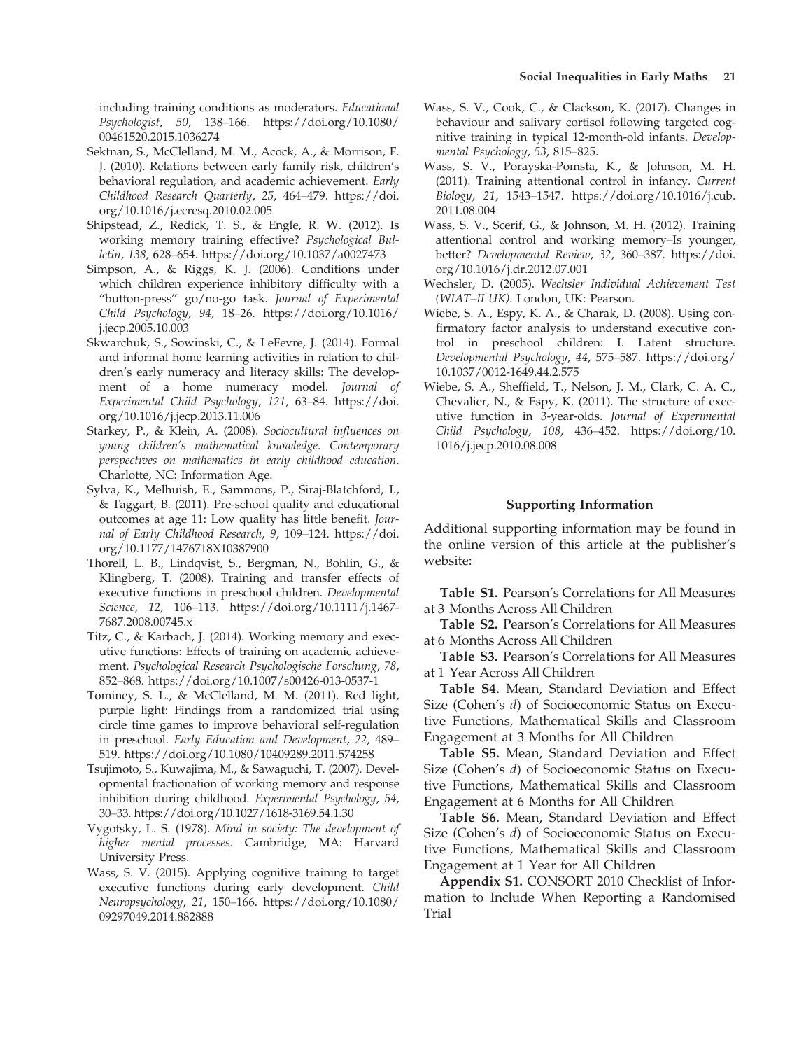including training conditions as moderators. *Educational Psychologist*, *50*, 138–166. https://doi.org/10.1080/00461520.2015.1036274

Sektnan, S., McClelland, M. M., Acock, A., & Morrison, F. J. (2010). Relations between early family risk, children's behavioral regulation, and academic achievement. *Early Childhood Research Quarterly*, *25*, 464–479. https://doi.org/10.1016/j.ecresq.2010.02.005

Shipstead, Z., Redick, T. S., & Engle, R. W. (2012). Is working memory training effective? *Psychological Bulletin*, *138*, 628–654. https://doi.org/10.1037/a0027473

Simpson, A., & Riggs, K. J. (2006). Conditions under which children experience inhibitory difficulty with a "button-press" go/no-go task. *Journal of Experimental Child Psychology*, *94*, 18–26. https://doi.org/10.1016/j.jecp.2005.10.003

Skwarchuk, S., Sowinski, C., & LeFevre, J. (2014). Formal and informal home learning activities in relation to children's early numeracy and literacy skills: The development of a home numeracy model. *Journal of Experimental Child Psychology*, *121*, 63–84. https://doi.org/10.1016/j.jecp.2013.11.006

Starkey, P., & Klein, A. (2008). *Sociocultural influences on young children's mathematical knowledge. Contemporary perspectives on mathematics in early childhood education*. Charlotte, NC: Information Age.

Sylva, K., Melhuish, E., Sammons, P., Siraj-Blatchford, I., & Taggart, B. (2011). Pre-school quality and educational outcomes at age 11: Low quality has little benefit. *Journal of Early Childhood Research*, *9*, 109–124. https://doi.org/10.1177/1476718X10387900

Thorell, L. B., Lindqvist, S., Bergman, N., Bohlin, G., & Klingberg, T. (2008). Training and transfer effects of executive functions in preschool children. *Developmental Science*, *12*, 106–113. https://doi.org/10.1111/j.1467-7687.2008.00745.x

Titz, C., & Karbach, J. (2014). Working memory and executive functions: Effects of training on academic achievement. *Psychological Research Psychologische Forschung*, *78*, 852–868. https://doi.org/10.1007/s00426-013-0537-1

Tominey, S. L., & McClelland, M. M. (2011). Red light, purple light: Findings from a randomized trial using circle time games to improve behavioral self-regulation in preschool. *Early Education and Development*, *22*, 489–519. https://doi.org/10.1080/10409289.2011.574258

Tsujimoto, S., Kuwajima, M., & Sawaguchi, T. (2007). Developmental fractionation of working memory and response inhibition during childhood. *Experimental Psychology*, *54*, 30–33. https://doi.org/10.1027/1618-3169.54.1.30

Vygotsky, L. S. (1978). *Mind in society: The development of higher mental processes*. Cambridge, MA: Harvard University Press.

Wass, S. V. (2015). Applying cognitive training to target executive functions during early development. *Child Neuropsychology*, *21*, 150–166. https://doi.org/10.1080/09297049.2014.882888

Wass, S. V., Cook, C., & Clackson, K. (2017). Changes in behaviour and salivary cortisol following targeted cognitive training in typical 12-month-old infants. *Developmental Psychology*, *53*, 815–825.

Wass, S. V., Porayska-Pomsta, K., & Johnson, M. H. (2011). Training attentional control in infancy. *Current Biology*, *21*, 1543–1547. https://doi.org/10.1016/j.cub.2011.08.004

Wass, S. V., Scerif, G., & Johnson, M. H. (2012). Training attentional control and working memory–Is younger, better? *Developmental Review*, *32*, 360–387. https://doi.org/10.1016/j.dr.2012.07.001

Wechsler, D. (2005). *Wechsler Individual Achievement Test (WIAT–II UK)*. London, UK: Pearson.

Wiebe, S. A., Espy, K. A., & Charak, D. (2008). Using confirmatory factor analysis to understand executive control in preschool children: I. Latent structure. *Developmental Psychology*, *44*, 575–587. https://doi.org/10.1037/0012-1649.44.2.575

Wiebe, S. A., Sheffield, T., Nelson, J. M., Clark, C. A. C., Chevalier, N., & Espy, K. (2011). The structure of executive function in 3-year-olds. *Journal of Experimental Child Psychology*, *108*, 436–452. https://doi.org/10.1016/j.jecp.2010.08.008

## Supporting Information

Additional supporting information may be found in the online version of this article at the publisher's website:

**Table S1.** Pearson's Correlations for All Measures at 3 Months Across All Children

**Table S2.** Pearson's Correlations for All Measures at 6 Months Across All Children

**Table S3.** Pearson's Correlations for All Measures at 1 Year Across All Children

**Table S4.** Mean, Standard Deviation and Effect Size (Cohen's *d*) of Socioeconomic Status on Executive Functions, Mathematical Skills and Classroom Engagement at 3 Months for All Children

**Table S5.** Mean, Standard Deviation and Effect Size (Cohen's *d*) of Socioeconomic Status on Executive Functions, Mathematical Skills and Classroom Engagement at 6 Months for All Children

**Table S6.** Mean, Standard Deviation and Effect Size (Cohen's *d*) of Socioeconomic Status on Executive Functions, Mathematical Skills and Classroom Engagement at 1 Year for All Children

**Appendix S1.** CONSORT 2010 Checklist of Information to Include When Reporting a Randomised Trial